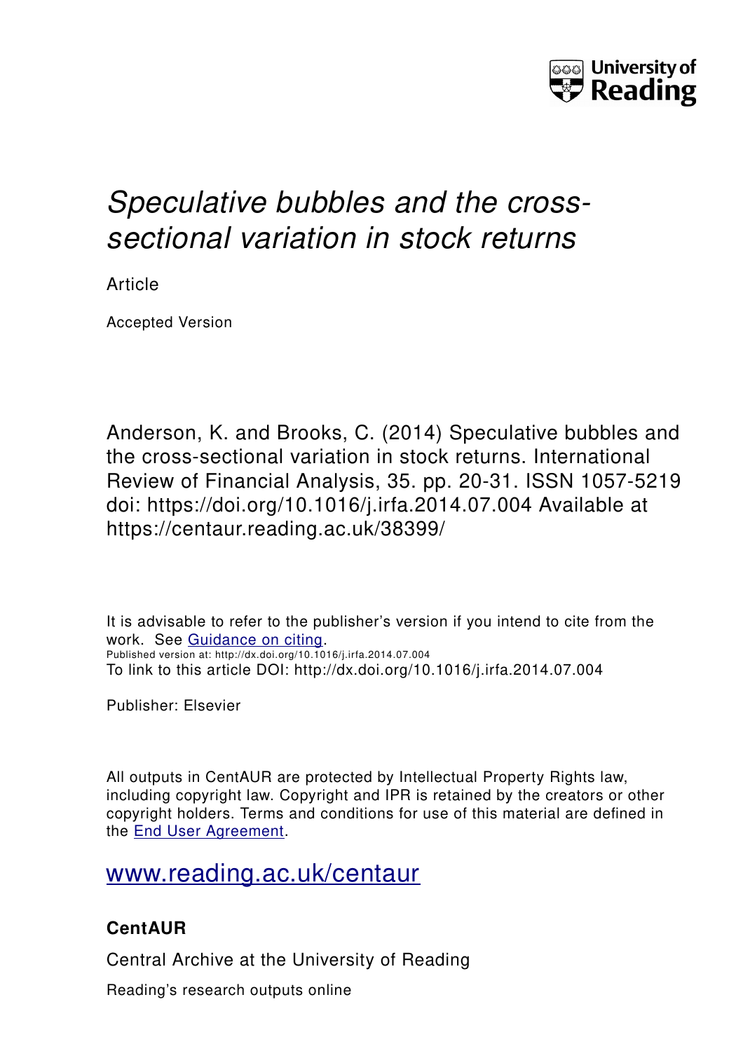University of Reading

# *Speculative bubbles and the cross-sectional variation in stock returns*

Article

Accepted Version

Anderson, K. and Brooks, C. (2014) Speculative bubbles and the cross-sectional variation in stock returns. International Review of Financial Analysis, 35. pp. 20-31. ISSN 1057-5219 doi: https://doi.org/10.1016/j.irfa.2014.07.004 Available at https://centaur.reading.ac.uk/38399/

It is advisable to refer to the publisher's version if you intend to cite from the work. See Guidance on citing.
Published version at: http://dx.doi.org/10.1016/j.irfa.2014.07.004
To link to this article DOI: http://dx.doi.org/10.1016/j.irfa.2014.07.004

Publisher: Elsevier

All outputs in CentAUR are protected by Intellectual Property Rights law, including copyright law. Copyright and IPR is retained by the creators or other copyright holders. Terms and conditions for use of this material are defined in the End User Agreement.

www.reading.ac.uk/centaur

**CentAUR**

Central Archive at the University of Reading

Reading's research outputs online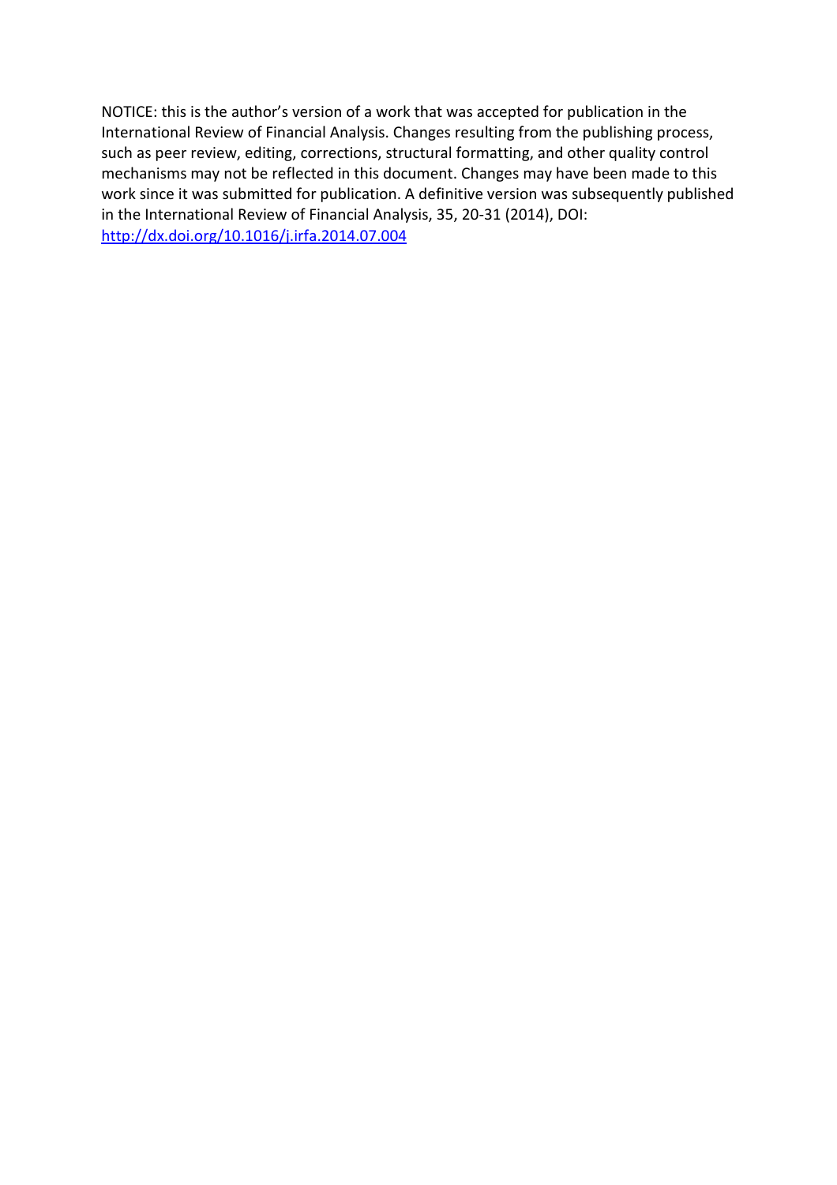NOTICE: this is the author's version of a work that was accepted for publication in the International Review of Financial Analysis. Changes resulting from the publishing process, such as peer review, editing, corrections, structural formatting, and other quality control mechanisms may not be reflected in this document. Changes may have been made to this work since it was submitted for publication. A definitive version was subsequently published in the International Review of Financial Analysis, 35, 20-31 (2014), DOI: [http://dx.doi.org/10.1016/j.irfa.2014.07.004](http://dx.doi.org/10.1016/j.irfa.2014.07.004)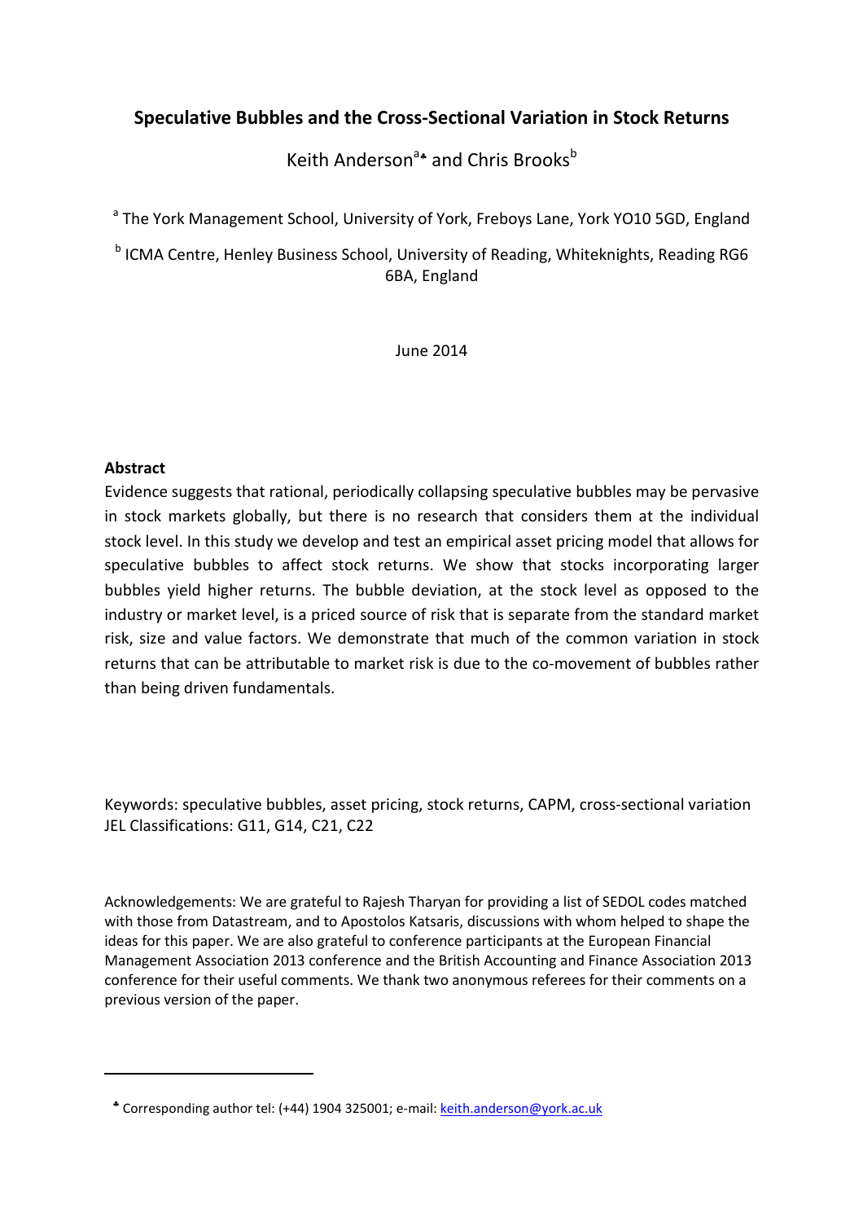# Speculative Bubbles and the Cross-Sectional Variation in Stock Returns

Keith Anderson[a♣] and Chris Brooks[b]

[a] The York Management School, University of York, Freboys Lane, York YO10 5GD, England

[b] ICMA Centre, Henley Business School, University of Reading, Whiteknights, Reading RG6 6BA, England

June 2014

**Abstract**

Evidence suggests that rational, periodically collapsing speculative bubbles may be pervasive in stock markets globally, but there is no research that considers them at the individual stock level. In this study we develop and test an empirical asset pricing model that allows for speculative bubbles to affect stock returns. We show that stocks incorporating larger bubbles yield higher returns. The bubble deviation, at the stock level as opposed to the industry or market level, is a priced source of risk that is separate from the standard market risk, size and value factors. We demonstrate that much of the common variation in stock returns that can be attributable to market risk is due to the co-movement of bubbles rather than being driven fundamentals.

Keywords: speculative bubbles, asset pricing, stock returns, CAPM, cross-sectional variation
JEL Classifications: G11, G14, C21, C22

Acknowledgements: We are grateful to Rajesh Tharyan for providing a list of SEDOL codes matched with those from Datastream, and to Apostolos Katsaris, discussions with whom helped to shape the ideas for this paper. We are also grateful to conference participants at the European Financial Management Association 2013 conference and the British Accounting and Finance Association 2013 conference for their useful comments. We thank two anonymous referees for their comments on a previous version of the paper.

---

♣ Corresponding author tel: (+44) 1904 325001; e-mail: keith.anderson@york.ac.uk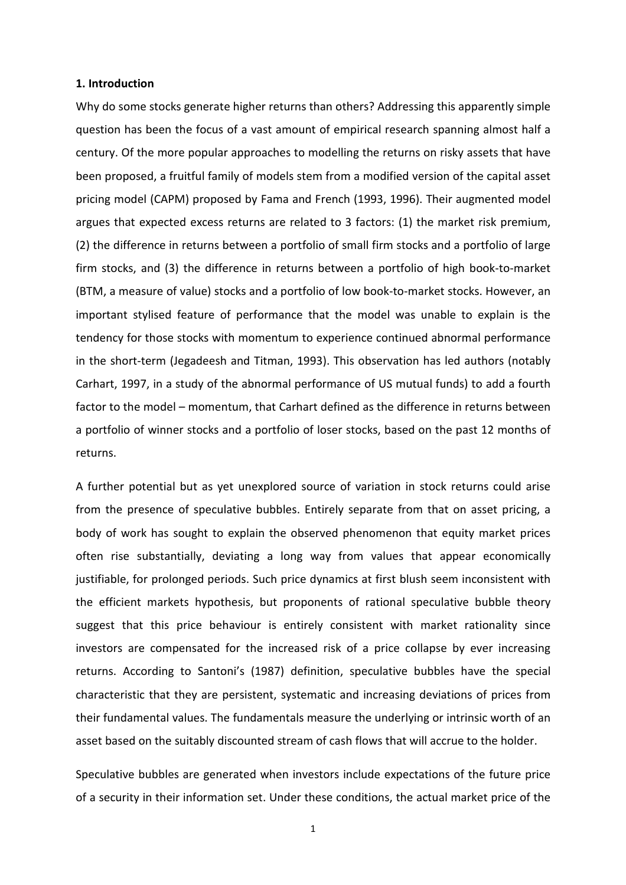**1. Introduction**

Why do some stocks generate higher returns than others? Addressing this apparently simple question has been the focus of a vast amount of empirical research spanning almost half a century. Of the more popular approaches to modelling the returns on risky assets that have been proposed, a fruitful family of models stem from a modified version of the capital asset pricing model (CAPM) proposed by Fama and French (1993, 1996). Their augmented model argues that expected excess returns are related to 3 factors: (1) the market risk premium, (2) the difference in returns between a portfolio of small firm stocks and a portfolio of large firm stocks, and (3) the difference in returns between a portfolio of high book-to-market (BTM, a measure of value) stocks and a portfolio of low book-to-market stocks. However, an important stylised feature of performance that the model was unable to explain is the tendency for those stocks with momentum to experience continued abnormal performance in the short-term (Jegadeesh and Titman, 1993). This observation has led authors (notably Carhart, 1997, in a study of the abnormal performance of US mutual funds) to add a fourth factor to the model – momentum, that Carhart defined as the difference in returns between a portfolio of winner stocks and a portfolio of loser stocks, based on the past 12 months of returns.

A further potential but as yet unexplored source of variation in stock returns could arise from the presence of speculative bubbles. Entirely separate from that on asset pricing, a body of work has sought to explain the observed phenomenon that equity market prices often rise substantially, deviating a long way from values that appear economically justifiable, for prolonged periods. Such price dynamics at first blush seem inconsistent with the efficient markets hypothesis, but proponents of rational speculative bubble theory suggest that this price behaviour is entirely consistent with market rationality since investors are compensated for the increased risk of a price collapse by ever increasing returns. According to Santoni's (1987) definition, speculative bubbles have the special characteristic that they are persistent, systematic and increasing deviations of prices from their fundamental values. The fundamentals measure the underlying or intrinsic worth of an asset based on the suitably discounted stream of cash flows that will accrue to the holder.

Speculative bubbles are generated when investors include expectations of the future price of a security in their information set. Under these conditions, the actual market price of the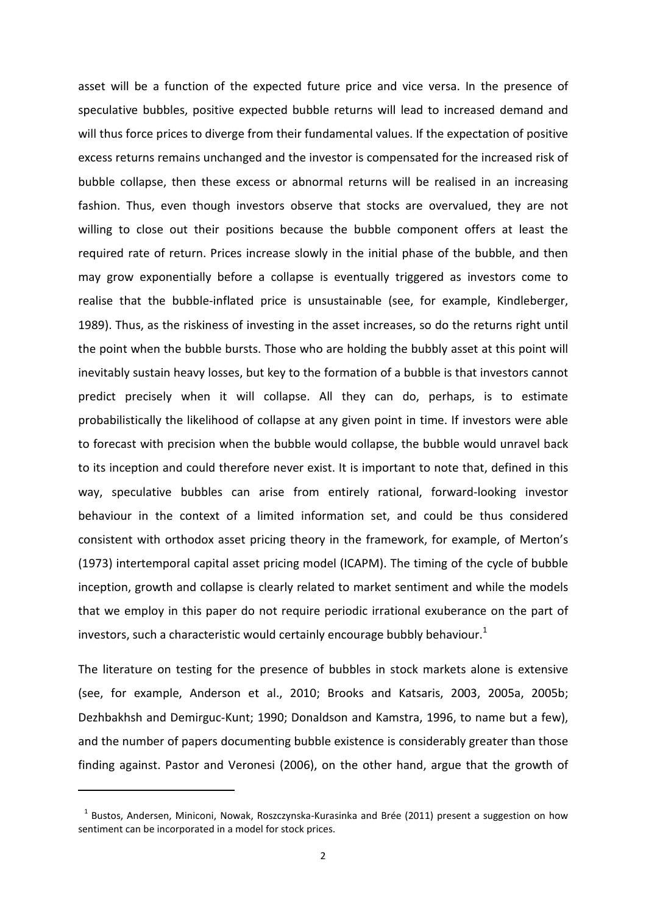asset will be a function of the expected future price and vice versa. In the presence of speculative bubbles, positive expected bubble returns will lead to increased demand and will thus force prices to diverge from their fundamental values. If the expectation of positive excess returns remains unchanged and the investor is compensated for the increased risk of bubble collapse, then these excess or abnormal returns will be realised in an increasing fashion. Thus, even though investors observe that stocks are overvalued, they are not willing to close out their positions because the bubble component offers at least the required rate of return. Prices increase slowly in the initial phase of the bubble, and then may grow exponentially before a collapse is eventually triggered as investors come to realise that the bubble-inflated price is unsustainable (see, for example, Kindleberger, 1989). Thus, as the riskiness of investing in the asset increases, so do the returns right until the point when the bubble bursts. Those who are holding the bubbly asset at this point will inevitably sustain heavy losses, but key to the formation of a bubble is that investors cannot predict precisely when it will collapse. All they can do, perhaps, is to estimate probabilistically the likelihood of collapse at any given point in time. If investors were able to forecast with precision when the bubble would collapse, the bubble would unravel back to its inception and could therefore never exist. It is important to note that, defined in this way, speculative bubbles can arise from entirely rational, forward-looking investor behaviour in the context of a limited information set, and could be thus considered consistent with orthodox asset pricing theory in the framework, for example, of Merton's (1973) intertemporal capital asset pricing model (ICAPM). The timing of the cycle of bubble inception, growth and collapse is clearly related to market sentiment and while the models that we employ in this paper do not require periodic irrational exuberance on the part of investors, such a characteristic would certainly encourage bubbly behaviour.[1]

The literature on testing for the presence of bubbles in stock markets alone is extensive (see, for example, Anderson et al., 2010; Brooks and Katsaris, 2003, 2005a, 2005b; Dezhbakhsh and Demirguc-Kunt; 1990; Donaldson and Kamstra, 1996, to name but a few), and the number of papers documenting bubble existence is considerably greater than those finding against. Pastor and Veronesi (2006), on the other hand, argue that the growth of

[1] Bustos, Andersen, Miniconi, Nowak, Roszczynska-Kurasinka and Brée (2011) present a suggestion on how sentiment can be incorporated in a model for stock prices.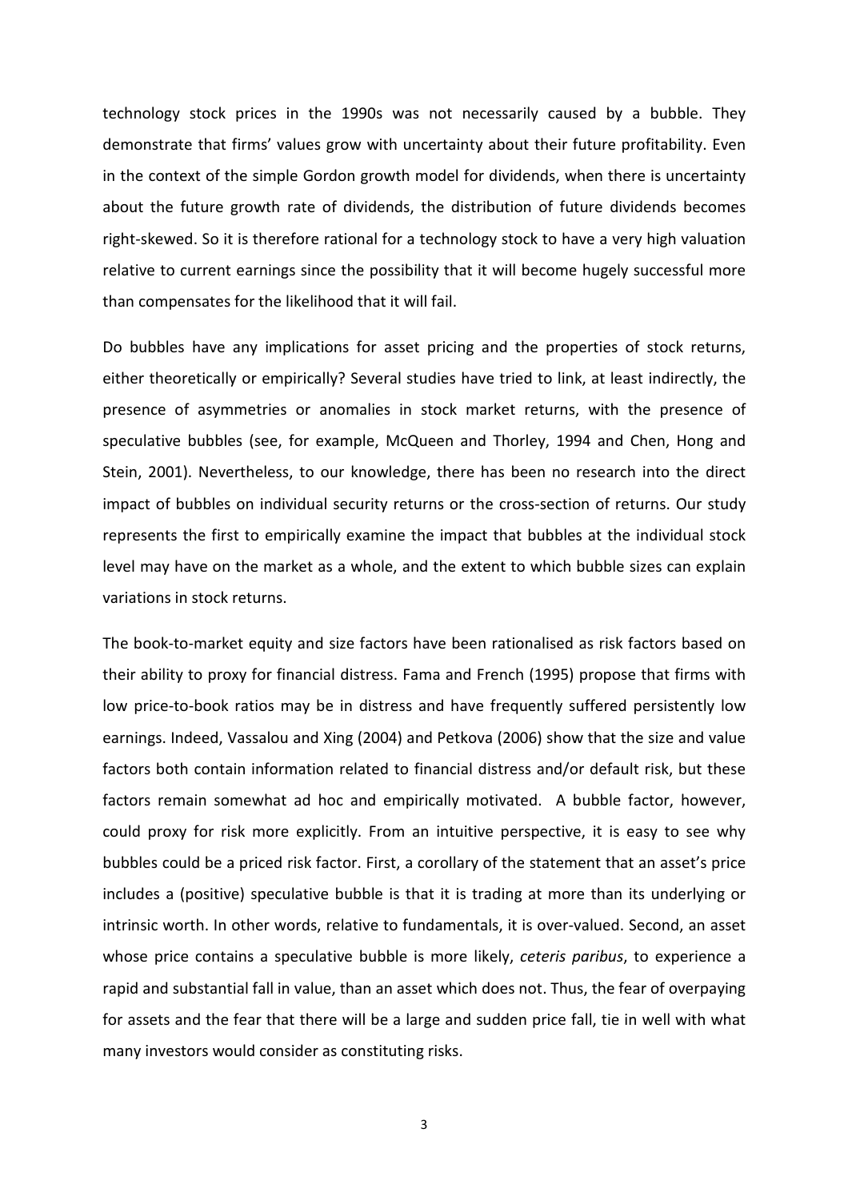technology stock prices in the 1990s was not necessarily caused by a bubble. They demonstrate that firms' values grow with uncertainty about their future profitability. Even in the context of the simple Gordon growth model for dividends, when there is uncertainty about the future growth rate of dividends, the distribution of future dividends becomes right-skewed. So it is therefore rational for a technology stock to have a very high valuation relative to current earnings since the possibility that it will become hugely successful more than compensates for the likelihood that it will fail.

Do bubbles have any implications for asset pricing and the properties of stock returns, either theoretically or empirically? Several studies have tried to link, at least indirectly, the presence of asymmetries or anomalies in stock market returns, with the presence of speculative bubbles (see, for example, McQueen and Thorley, 1994 and Chen, Hong and Stein, 2001). Nevertheless, to our knowledge, there has been no research into the direct impact of bubbles on individual security returns or the cross-section of returns. Our study represents the first to empirically examine the impact that bubbles at the individual stock level may have on the market as a whole, and the extent to which bubble sizes can explain variations in stock returns.

The book-to-market equity and size factors have been rationalised as risk factors based on their ability to proxy for financial distress. Fama and French (1995) propose that firms with low price-to-book ratios may be in distress and have frequently suffered persistently low earnings. Indeed, Vassalou and Xing (2004) and Petkova (2006) show that the size and value factors both contain information related to financial distress and/or default risk, but these factors remain somewhat ad hoc and empirically motivated. A bubble factor, however, could proxy for risk more explicitly. From an intuitive perspective, it is easy to see why bubbles could be a priced risk factor. First, a corollary of the statement that an asset's price includes a (positive) speculative bubble is that it is trading at more than its underlying or intrinsic worth. In other words, relative to fundamentals, it is over-valued. Second, an asset whose price contains a speculative bubble is more likely, *ceteris paribus*, to experience a rapid and substantial fall in value, than an asset which does not. Thus, the fear of overpaying for assets and the fear that there will be a large and sudden price fall, tie in well with what many investors would consider as constituting risks.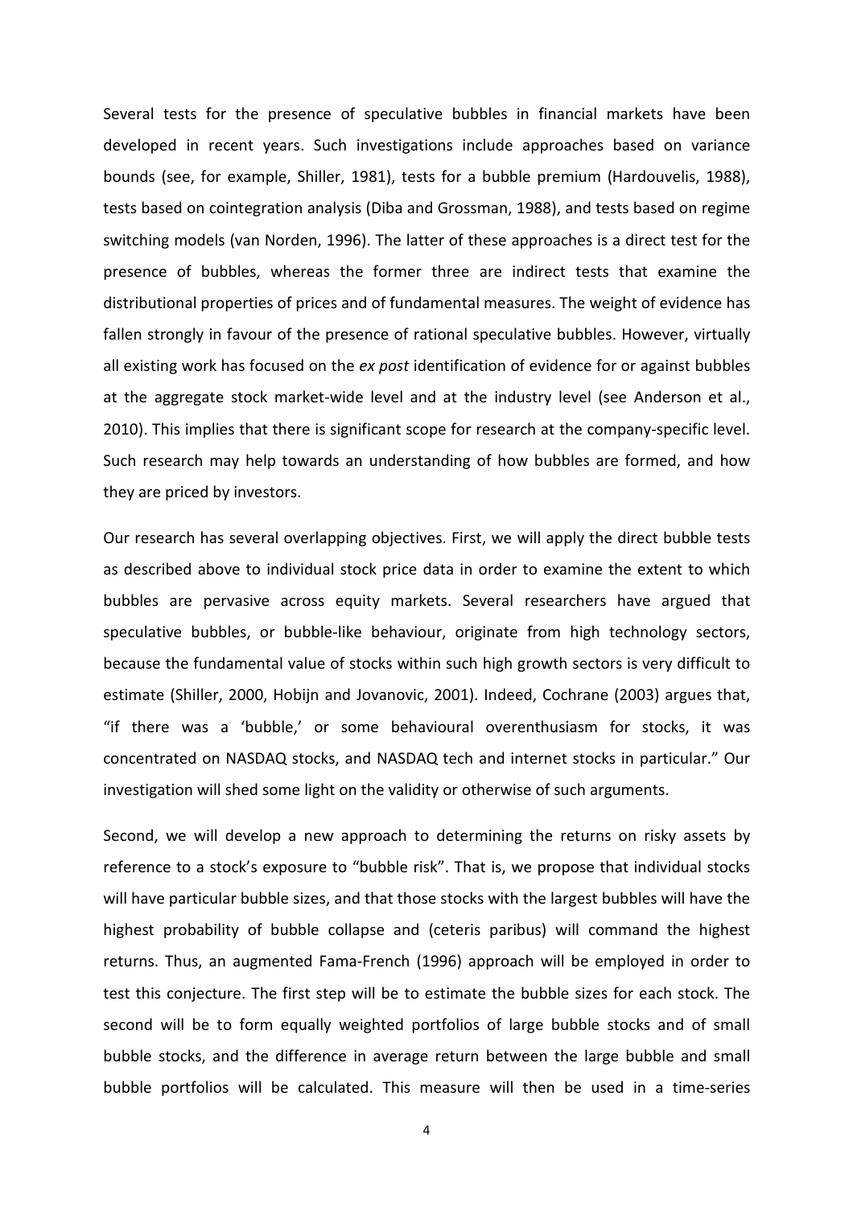Several tests for the presence of speculative bubbles in financial markets have been developed in recent years. Such investigations include approaches based on variance bounds (see, for example, Shiller, 1981), tests for a bubble premium (Hardouvelis, 1988), tests based on cointegration analysis (Diba and Grossman, 1988), and tests based on regime switching models (van Norden, 1996). The latter of these approaches is a direct test for the presence of bubbles, whereas the former three are indirect tests that examine the distributional properties of prices and of fundamental measures. The weight of evidence has fallen strongly in favour of the presence of rational speculative bubbles. However, virtually all existing work has focused on the *ex post* identification of evidence for or against bubbles at the aggregate stock market-wide level and at the industry level (see Anderson et al., 2010). This implies that there is significant scope for research at the company-specific level. Such research may help towards an understanding of how bubbles are formed, and how they are priced by investors.

Our research has several overlapping objectives. First, we will apply the direct bubble tests as described above to individual stock price data in order to examine the extent to which bubbles are pervasive across equity markets. Several researchers have argued that speculative bubbles, or bubble-like behaviour, originate from high technology sectors, because the fundamental value of stocks within such high growth sectors is very difficult to estimate (Shiller, 2000, Hobijn and Jovanovic, 2001). Indeed, Cochrane (2003) argues that, "if there was a 'bubble,' or some behavioural overenthusiasm for stocks, it was concentrated on NASDAQ stocks, and NASDAQ tech and internet stocks in particular." Our investigation will shed some light on the validity or otherwise of such arguments.

Second, we will develop a new approach to determining the returns on risky assets by reference to a stock's exposure to "bubble risk". That is, we propose that individual stocks will have particular bubble sizes, and that those stocks with the largest bubbles will have the highest probability of bubble collapse and (ceteris paribus) will command the highest returns. Thus, an augmented Fama-French (1996) approach will be employed in order to test this conjecture. The first step will be to estimate the bubble sizes for each stock. The second will be to form equally weighted portfolios of large bubble stocks and of small bubble stocks, and the difference in average return between the large bubble and small bubble portfolios will be calculated. This measure will then be used in a time-series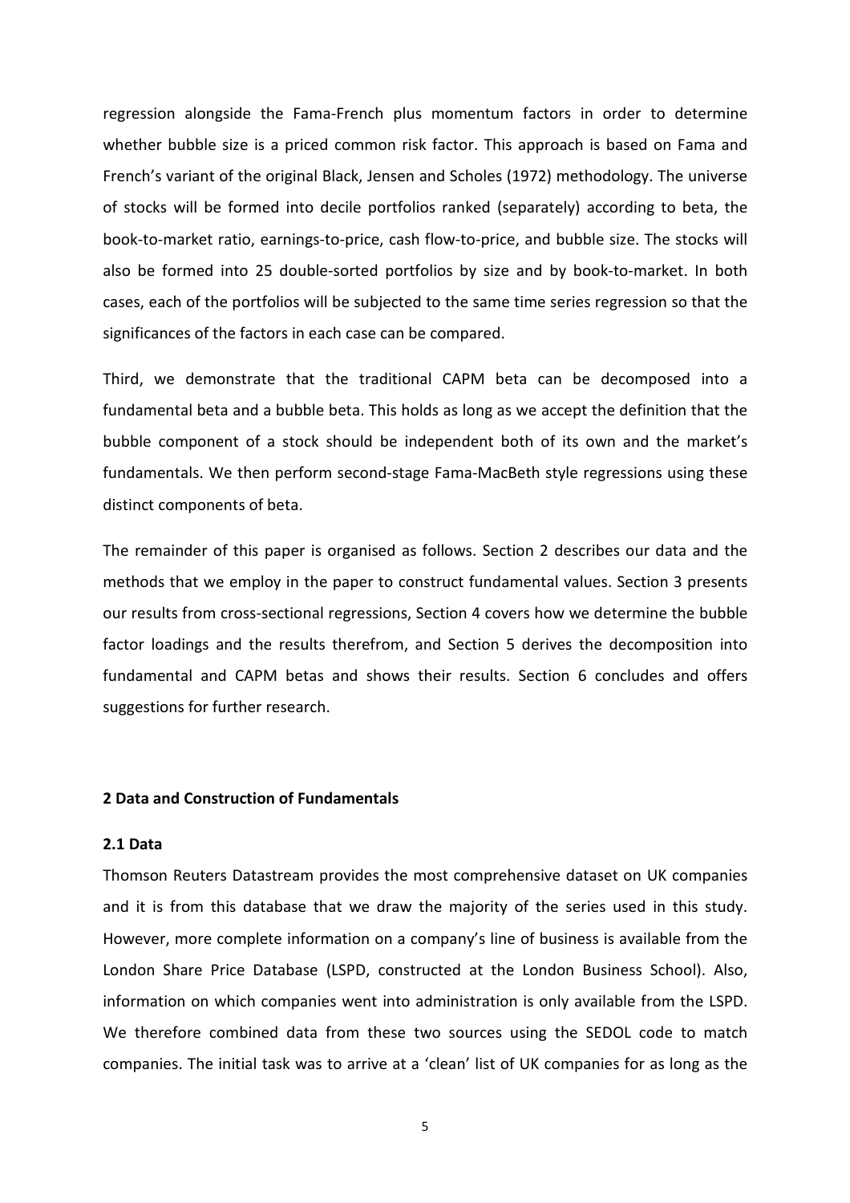regression alongside the Fama-French plus momentum factors in order to determine whether bubble size is a priced common risk factor. This approach is based on Fama and French's variant of the original Black, Jensen and Scholes (1972) methodology. The universe of stocks will be formed into decile portfolios ranked (separately) according to beta, the book-to-market ratio, earnings-to-price, cash flow-to-price, and bubble size. The stocks will also be formed into 25 double-sorted portfolios by size and by book-to-market. In both cases, each of the portfolios will be subjected to the same time series regression so that the significances of the factors in each case can be compared.

Third, we demonstrate that the traditional CAPM beta can be decomposed into a fundamental beta and a bubble beta. This holds as long as we accept the definition that the bubble component of a stock should be independent both of its own and the market's fundamentals. We then perform second-stage Fama-MacBeth style regressions using these distinct components of beta.

The remainder of this paper is organised as follows. Section 2 describes our data and the methods that we employ in the paper to construct fundamental values. Section 3 presents our results from cross-sectional regressions, Section 4 covers how we determine the bubble factor loadings and the results therefrom, and Section 5 derives the decomposition into fundamental and CAPM betas and shows their results. Section 6 concludes and offers suggestions for further research.

## 2 Data and Construction of Fundamentals

### 2.1 Data

Thomson Reuters Datastream provides the most comprehensive dataset on UK companies and it is from this database that we draw the majority of the series used in this study. However, more complete information on a company's line of business is available from the London Share Price Database (LSPD, constructed at the London Business School). Also, information on which companies went into administration is only available from the LSPD. We therefore combined data from these two sources using the SEDOL code to match companies. The initial task was to arrive at a 'clean' list of UK companies for as long as the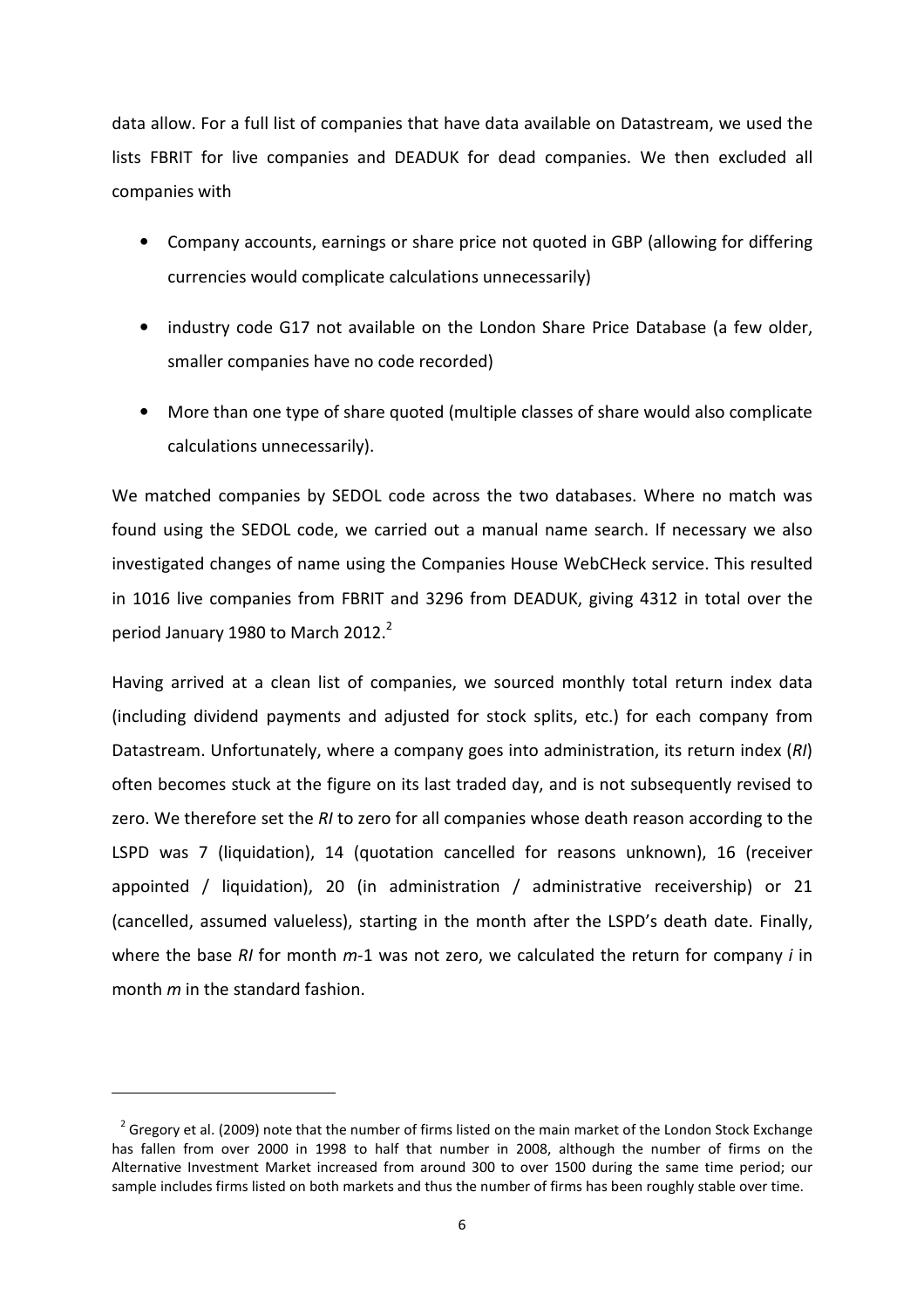data allow. For a full list of companies that have data available on Datastream, we used the lists FBRIT for live companies and DEADUK for dead companies. We then excluded all companies with

- Company accounts, earnings or share price not quoted in GBP (allowing for differing currencies would complicate calculations unnecessarily)
- industry code G17 not available on the London Share Price Database (a few older, smaller companies have no code recorded)
- More than one type of share quoted (multiple classes of share would also complicate calculations unnecessarily).

We matched companies by SEDOL code across the two databases. Where no match was found using the SEDOL code, we carried out a manual name search. If necessary we also investigated changes of name using the Companies House WebCHeck service. This resulted in 1016 live companies from FBRIT and 3296 from DEADUK, giving 4312 in total over the period January 1980 to March 2012.[2]

Having arrived at a clean list of companies, we sourced monthly total return index data (including dividend payments and adjusted for stock splits, etc.) for each company from Datastream. Unfortunately, where a company goes into administration, its return index (*RI*) often becomes stuck at the figure on its last traded day, and is not subsequently revised to zero. We therefore set the *RI* to zero for all companies whose death reason according to the LSPD was 7 (liquidation), 14 (quotation cancelled for reasons unknown), 16 (receiver appointed / liquidation), 20 (in administration / administrative receivership) or 21 (cancelled, assumed valueless), starting in the month after the LSPD's death date. Finally, where the base *RI* for month $m$-1 was not zero, we calculated the return for company $i$ in month $m$ in the standard fashion.

---

[2] Gregory et al. (2009) note that the number of firms listed on the main market of the London Stock Exchange has fallen from over 2000 in 1998 to half that number in 2008, although the number of firms on the Alternative Investment Market increased from around 300 to over 1500 during the same time period; our sample includes firms listed on both markets and thus the number of firms has been roughly stable over time.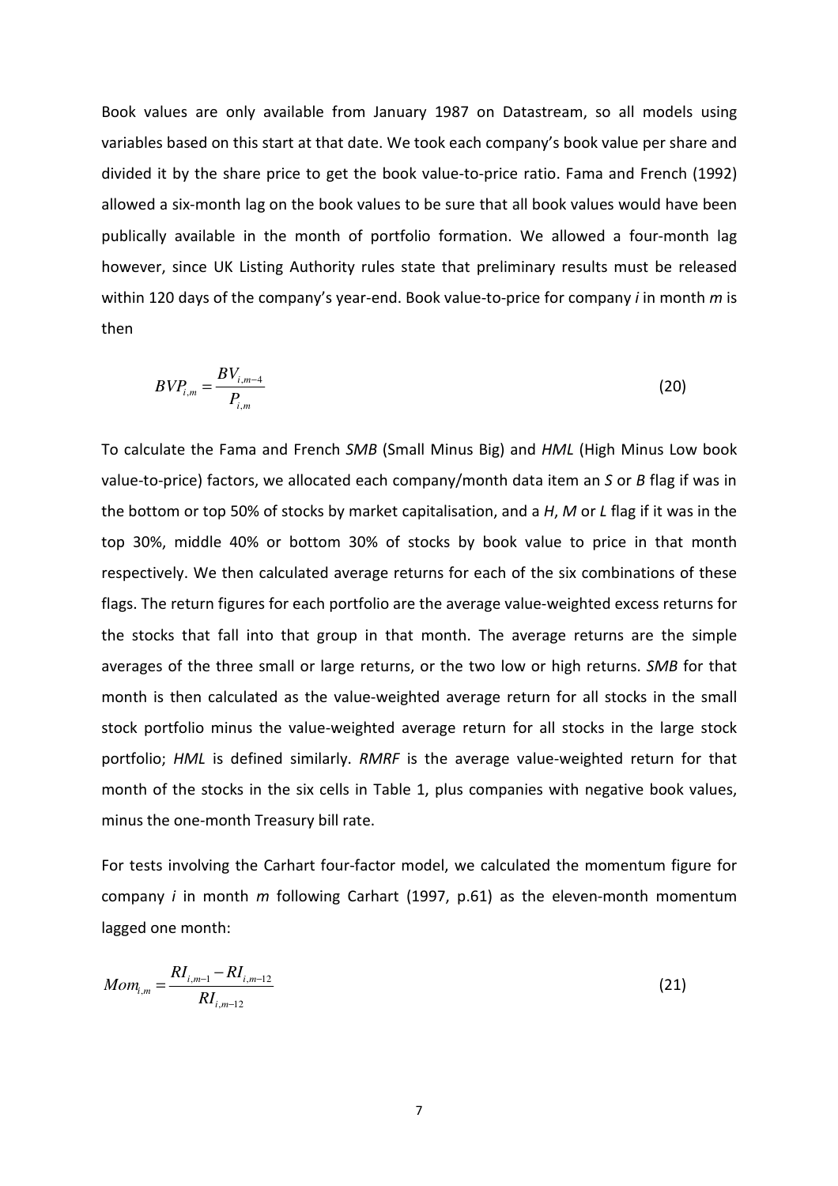Book values are only available from January 1987 on Datastream, so all models using variables based on this start at that date. We took each company's book value per share and divided it by the share price to get the book value-to-price ratio. Fama and French (1992) allowed a six-month lag on the book values to be sure that all book values would have been publically available in the month of portfolio formation. We allowed a four-month lag however, since UK Listing Authority rules state that preliminary results must be released within 120 days of the company's year-end. Book value-to-price for company *i* in month *m* is then

$$BVP_{i,m} = \frac{BV_{i,m-4}}{P_{i,m}} \tag{20}$$

To calculate the Fama and French *SMB* (Small Minus Big) and *HML* (High Minus Low book value-to-price) factors, we allocated each company/month data item an *S* or *B* flag if was in the bottom or top 50% of stocks by market capitalisation, and a *H*, *M* or *L* flag if it was in the top 30%, middle 40% or bottom 30% of stocks by book value to price in that month respectively. We then calculated average returns for each of the six combinations of these flags. The return figures for each portfolio are the average value-weighted excess returns for the stocks that fall into that group in that month. The average returns are the simple averages of the three small or large returns, or the two low or high returns. *SMB* for that month is then calculated as the value-weighted average return for all stocks in the small stock portfolio minus the value-weighted average return for all stocks in the large stock portfolio; *HML* is defined similarly. *RMRF* is the average value-weighted return for that month of the stocks in the six cells in Table 1, plus companies with negative book values, minus the one-month Treasury bill rate.

For tests involving the Carhart four-factor model, we calculated the momentum figure for company *i* in month *m* following Carhart (1997, p.61) as the eleven-month momentum lagged one month:

$$Mom_{i,m} = \frac{RI_{i,m-1} - RI_{i,m-12}}{RI_{i,m-12}} \tag{21}$$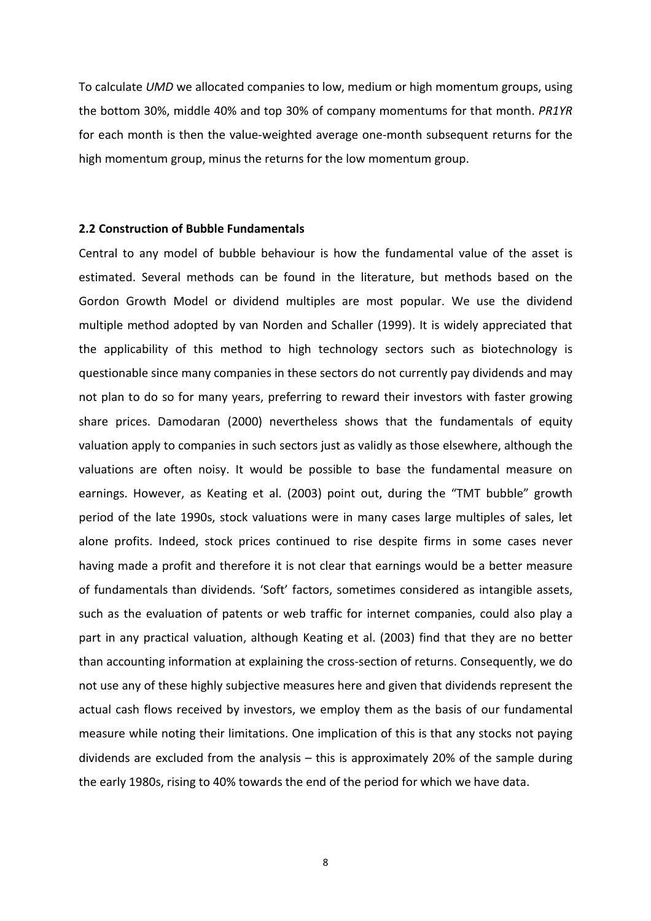To calculate *UMD* we allocated companies to low, medium or high momentum groups, using the bottom 30%, middle 40% and top 30% of company momentums for that month. *PR1YR* for each month is then the value-weighted average one-month subsequent returns for the high momentum group, minus the returns for the low momentum group.

### 2.2 Construction of Bubble Fundamentals

Central to any model of bubble behaviour is how the fundamental value of the asset is estimated. Several methods can be found in the literature, but methods based on the Gordon Growth Model or dividend multiples are most popular. We use the dividend multiple method adopted by van Norden and Schaller (1999). It is widely appreciated that the applicability of this method to high technology sectors such as biotechnology is questionable since many companies in these sectors do not currently pay dividends and may not plan to do so for many years, preferring to reward their investors with faster growing share prices. Damodaran (2000) nevertheless shows that the fundamentals of equity valuation apply to companies in such sectors just as validly as those elsewhere, although the valuations are often noisy. It would be possible to base the fundamental measure on earnings. However, as Keating et al. (2003) point out, during the "TMT bubble" growth period of the late 1990s, stock valuations were in many cases large multiples of sales, let alone profits. Indeed, stock prices continued to rise despite firms in some cases never having made a profit and therefore it is not clear that earnings would be a better measure of fundamentals than dividends. 'Soft' factors, sometimes considered as intangible assets, such as the evaluation of patents or web traffic for internet companies, could also play a part in any practical valuation, although Keating et al. (2003) find that they are no better than accounting information at explaining the cross-section of returns. Consequently, we do not use any of these highly subjective measures here and given that dividends represent the actual cash flows received by investors, we employ them as the basis of our fundamental measure while noting their limitations. One implication of this is that any stocks not paying dividends are excluded from the analysis – this is approximately 20% of the sample during the early 1980s, rising to 40% towards the end of the period for which we have data.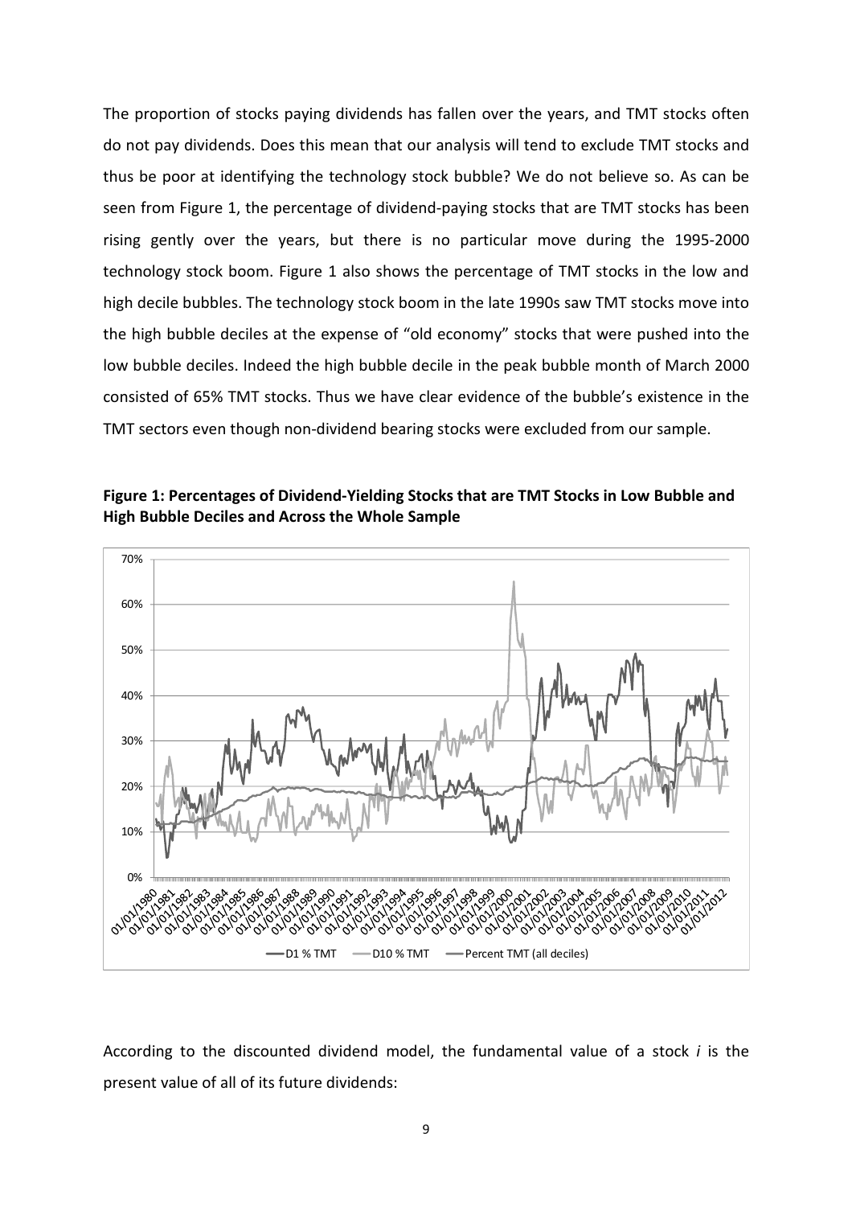The proportion of stocks paying dividends has fallen over the years, and TMT stocks often do not pay dividends. Does this mean that our analysis will tend to exclude TMT stocks and thus be poor at identifying the technology stock bubble? We do not believe so. As can be seen from Figure 1, the percentage of dividend-paying stocks that are TMT stocks has been rising gently over the years, but there is no particular move during the 1995-2000 technology stock boom. Figure 1 also shows the percentage of TMT stocks in the low and high decile bubbles. The technology stock boom in the late 1990s saw TMT stocks move into the high bubble deciles at the expense of "old economy" stocks that were pushed into the low bubble deciles. Indeed the high bubble decile in the peak bubble month of March 2000 consisted of 65% TMT stocks. Thus we have clear evidence of the bubble's existence in the TMT sectors even though non-dividend bearing stocks were excluded from our sample.

**Figure 1: Percentages of Dividend-Yielding Stocks that are TMT Stocks in Low Bubble and High Bubble Deciles and Across the Whole Sample**

According to the discounted dividend model, the fundamental value of a stock *i* is the present value of all of its future dividends: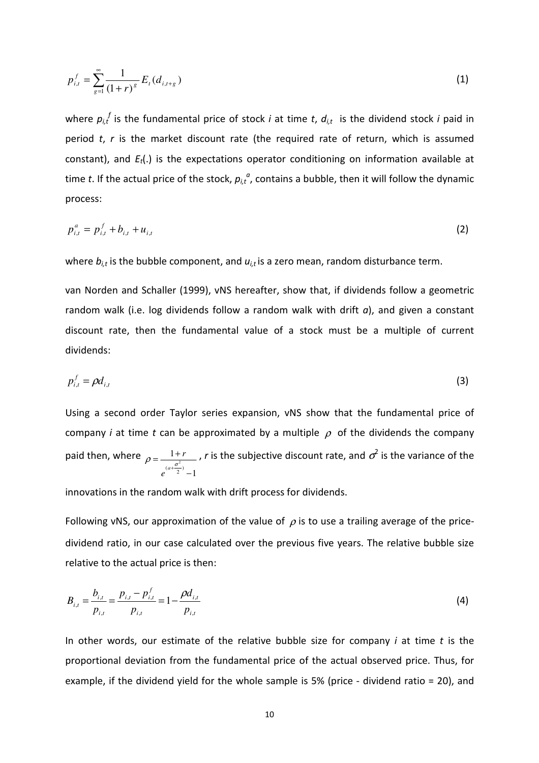$$p_{i,t}^{f} = \sum_{g=1}^{\infty} \frac{1}{(1+r)^{g}} E_{t}(d_{i,t+g}) \tag{1}$$

where $p_{i,t}^{f}$ is the fundamental price of stock *i* at time *t*, $d_{i,t}$ is the dividend stock *i* paid in period *t*, *r* is the market discount rate (the required rate of return, which is assumed constant), and $E_t(.)$ is the expectations operator conditioning on information available at time *t*. If the actual price of the stock, $p_{i,t}^{a}$, contains a bubble, then it will follow the dynamic process:

$$p_{i,t}^{a} = p_{i,t}^{f} + b_{i,t} + u_{i,t} \tag{2}$$

where $b_{i,t}$ is the bubble component, and $u_{i,t}$ is a zero mean, random disturbance term.

van Norden and Schaller (1999), vNS hereafter, show that, if dividends follow a geometric random walk (i.e. log dividends follow a random walk with drift *a*), and given a constant discount rate, then the fundamental value of a stock must be a multiple of current dividends:

$$p_{i,t}^{f} = \rho d_{i,t} \tag{3}$$

Using a second order Taylor series expansion, vNS show that the fundamental price of company *i* at time *t* can be approximated by a multiple $\rho$ of the dividends the company paid then, where $\rho = \frac{1+r}{e^{(a+\frac{\sigma^2}{2})}-1}$, *r* is the subjective discount rate, and $\sigma^2$ is the variance of the innovations in the random walk with drift process for dividends.

Following vNS, our approximation of the value of $\rho$ is to use a trailing average of the price-dividend ratio, in our case calculated over the previous five years. The relative bubble size relative to the actual price is then:

$$B_{i,t} = \frac{b_{i,t}}{p_{i,t}} = \frac{p_{i,t} - p_{i,t}^{f}}{p_{i,t}} = 1 - \frac{\rho d_{i,t}}{p_{i,t}} \tag{4}$$

In other words, our estimate of the relative bubble size for company *i* at time *t* is the proportional deviation from the fundamental price of the actual observed price. Thus, for example, if the dividend yield for the whole sample is 5% (price - dividend ratio = 20), and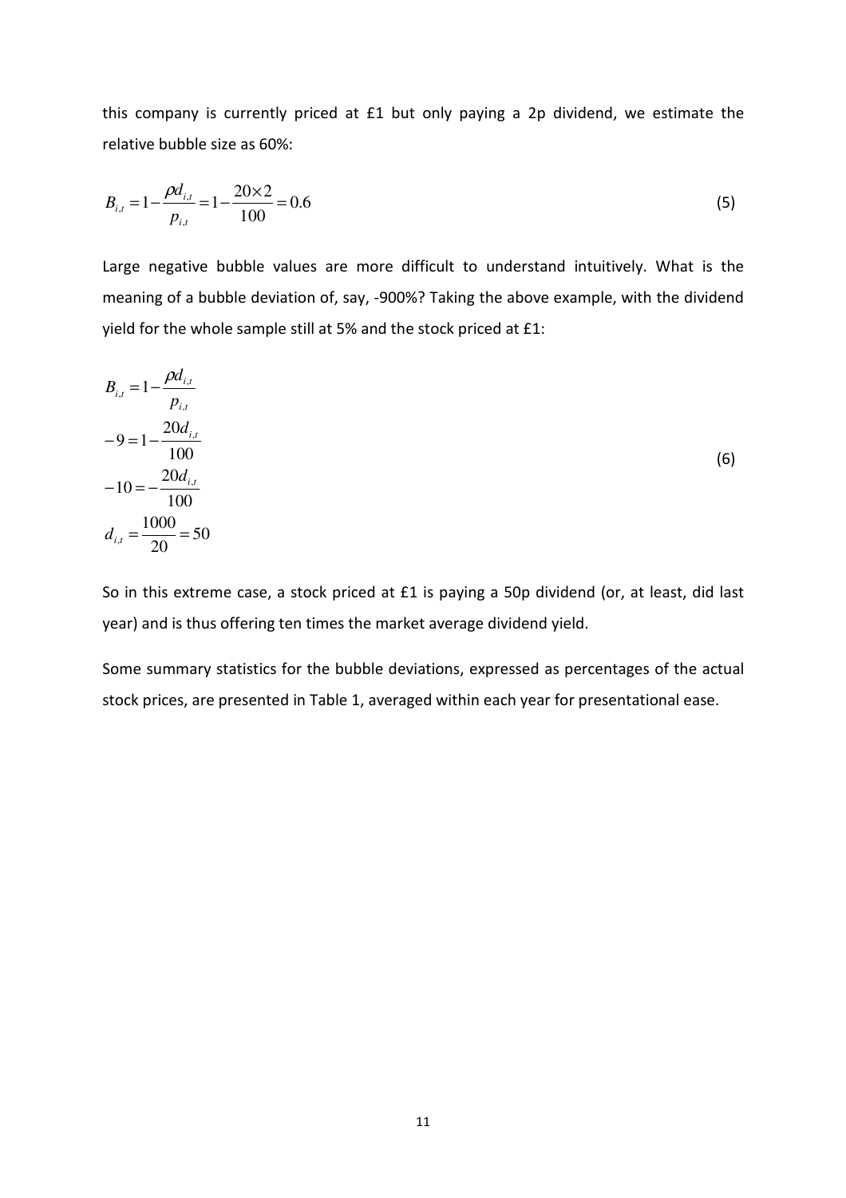this company is currently priced at £1 but only paying a 2p dividend, we estimate the relative bubble size as 60%:

$$B_{i,t} = 1 - \frac{\rho d_{i,t}}{p_{i,t}} = 1 - \frac{20 \times 2}{100} = 0.6 \tag{5}$$

Large negative bubble values are more difficult to understand intuitively. What is the meaning of a bubble deviation of, say, -900%? Taking the above example, with the dividend yield for the whole sample still at 5% and the stock priced at £1:

$$\begin{aligned}
B_{i,t} &= 1 - \frac{\rho d_{i,t}}{p_{i,t}} \\
-9 &= 1 - \frac{20 d_{i,t}}{100} \\
-10 &= -\frac{20 d_{i,t}}{100} \\
d_{i,t} &= \frac{1000}{20} = 50
\end{aligned} \tag{6}$$

So in this extreme case, a stock priced at £1 is paying a 50p dividend (or, at least, did last year) and is thus offering ten times the market average dividend yield.

Some summary statistics for the bubble deviations, expressed as percentages of the actual stock prices, are presented in Table 1, averaged within each year for presentational ease.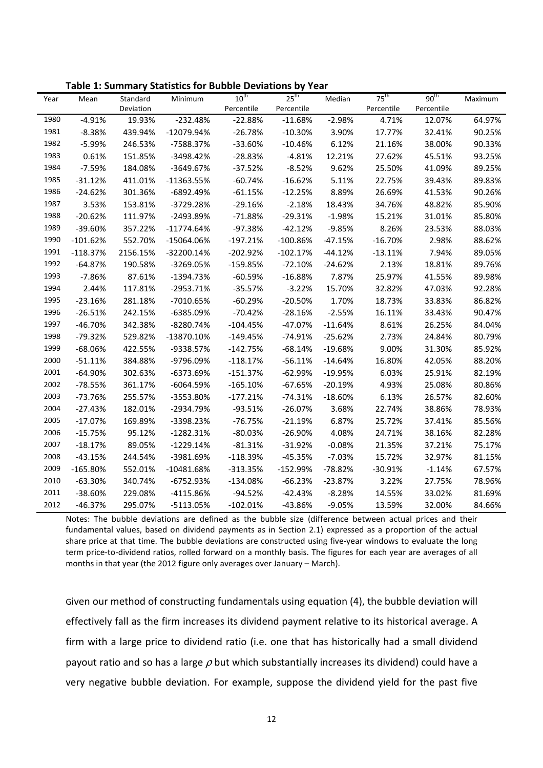**Table 1: Summary Statistics for Bubble Deviations by Year**

| Year | Mean | Standard Deviation | Minimum | 10th Percentile | 25th Percentile | Median | 75th Percentile | 90th Percentile | Maximum |
|---|---|---|---|---|---|---|---|---|---|
| 1980 | -4.91% | 19.93% | -232.48% | -22.88% | -11.68% | -2.98% | 4.71% | 12.07% | 64.97% |
| 1981 | -8.38% | 439.94% | -12079.94% | -26.78% | -10.30% | 3.90% | 17.77% | 32.41% | 90.25% |
| 1982 | -5.99% | 246.53% | -7588.37% | -33.60% | -10.46% | 6.12% | 21.16% | 38.00% | 90.33% |
| 1983 | 0.61% | 151.85% | -3498.42% | -28.83% | -4.81% | 12.21% | 27.62% | 45.51% | 93.25% |
| 1984 | -7.59% | 184.08% | -3649.67% | -37.52% | -8.52% | 9.62% | 25.50% | 41.09% | 89.25% |
| 1985 | -31.12% | 411.01% | -11363.55% | -60.74% | -16.62% | 5.11% | 22.75% | 39.43% | 89.83% |
| 1986 | -24.62% | 301.36% | -6892.49% | -61.15% | -12.25% | 8.89% | 26.69% | 41.53% | 90.26% |
| 1987 | 3.53% | 153.81% | -3729.28% | -29.16% | -2.18% | 18.43% | 34.76% | 48.82% | 85.90% |
| 1988 | -20.62% | 111.97% | -2493.89% | -71.88% | -29.31% | -1.98% | 15.21% | 31.01% | 85.80% |
| 1989 | -39.60% | 357.22% | -11774.64% | -97.38% | -42.12% | -9.85% | 8.26% | 23.53% | 88.03% |
| 1990 | -101.62% | 552.70% | -15064.06% | -197.21% | -100.86% | -47.15% | -16.70% | 2.98% | 88.62% |
| 1991 | -118.37% | 2156.15% | -32200.14% | -202.92% | -102.17% | -44.12% | -13.11% | 7.94% | 89.05% |
| 1992 | -64.87% | 190.58% | -3269.05% | -159.85% | -72.10% | -24.62% | 2.13% | 18.81% | 89.76% |
| 1993 | -7.86% | 87.61% | -1394.73% | -60.59% | -16.88% | 7.87% | 25.97% | 41.55% | 89.98% |
| 1994 | 2.44% | 117.81% | -2953.71% | -35.57% | -3.22% | 15.70% | 32.82% | 47.03% | 92.28% |
| 1995 | -23.16% | 281.18% | -7010.65% | -60.29% | -20.50% | 1.70% | 18.73% | 33.83% | 86.82% |
| 1996 | -26.51% | 242.15% | -6385.09% | -70.42% | -28.16% | -2.55% | 16.11% | 33.43% | 90.47% |
| 1997 | -46.70% | 342.38% | -8280.74% | -104.45% | -47.07% | -11.64% | 8.61% | 26.25% | 84.04% |
| 1998 | -79.32% | 529.82% | -13870.10% | -149.45% | -74.91% | -25.62% | 2.73% | 24.84% | 80.79% |
| 1999 | -68.06% | 422.55% | -9338.57% | -142.75% | -68.14% | -19.68% | 9.00% | 31.30% | 85.92% |
| 2000 | -51.11% | 384.88% | -9796.09% | -118.17% | -56.11% | -14.64% | 16.80% | 42.05% | 88.20% |
| 2001 | -64.90% | 302.63% | -6373.69% | -151.37% | -62.99% | -19.95% | 6.03% | 25.91% | 82.19% |
| 2002 | -78.55% | 361.17% | -6064.59% | -165.10% | -67.65% | -20.19% | 4.93% | 25.08% | 80.86% |
| 2003 | -73.76% | 255.57% | -3553.80% | -177.21% | -74.31% | -18.60% | 6.13% | 26.57% | 82.60% |
| 2004 | -27.43% | 182.01% | -2934.79% | -93.51% | -26.07% | 3.68% | 22.74% | 38.86% | 78.93% |
| 2005 | -17.07% | 169.89% | -3398.23% | -76.75% | -21.19% | 6.87% | 25.72% | 37.41% | 85.56% |
| 2006 | -15.75% | 95.12% | -1282.31% | -80.03% | -26.90% | 4.08% | 24.71% | 38.16% | 82.28% |
| 2007 | -18.17% | 89.05% | -1229.14% | -81.31% | -31.92% | -0.08% | 21.35% | 37.21% | 75.17% |
| 2008 | -43.15% | 244.54% | -3981.69% | -118.39% | -45.35% | -7.03% | 15.72% | 32.97% | 81.15% |
| 2009 | -165.80% | 552.01% | -10481.68% | -313.35% | -152.99% | -78.82% | -30.91% | -1.14% | 67.57% |
| 2010 | -63.30% | 340.74% | -6752.93% | -134.08% | -66.23% | -23.87% | 3.22% | 27.75% | 78.96% |
| 2011 | -38.60% | 229.08% | -4115.86% | -94.52% | -42.43% | -8.28% | 14.55% | 33.02% | 81.69% |
| 2012 | -46.37% | 295.07% | -5113.05% | -102.01% | -43.86% | -9.05% | 13.59% | 32.00% | 84.66% |

Notes: The bubble deviations are defined as the bubble size (difference between actual prices and their fundamental values, based on dividend payments as in Section 2.1) expressed as a proportion of the actual share price at that time. The bubble deviations are constructed using five-year windows to evaluate the long term price-to-dividend ratios, rolled forward on a monthly basis. The figures for each year are averages of all months in that year (the 2012 figure only averages over January – March).

Given our method of constructing fundamentals using equation (4), the bubble deviation will effectively fall as the firm increases its dividend payment relative to its historical average. A firm with a large price to dividend ratio (i.e. one that has historically had a small dividend payout ratio and so has a large $\rho$ but which substantially increases its dividend) could have a very negative bubble deviation. For example, suppose the dividend yield for the past five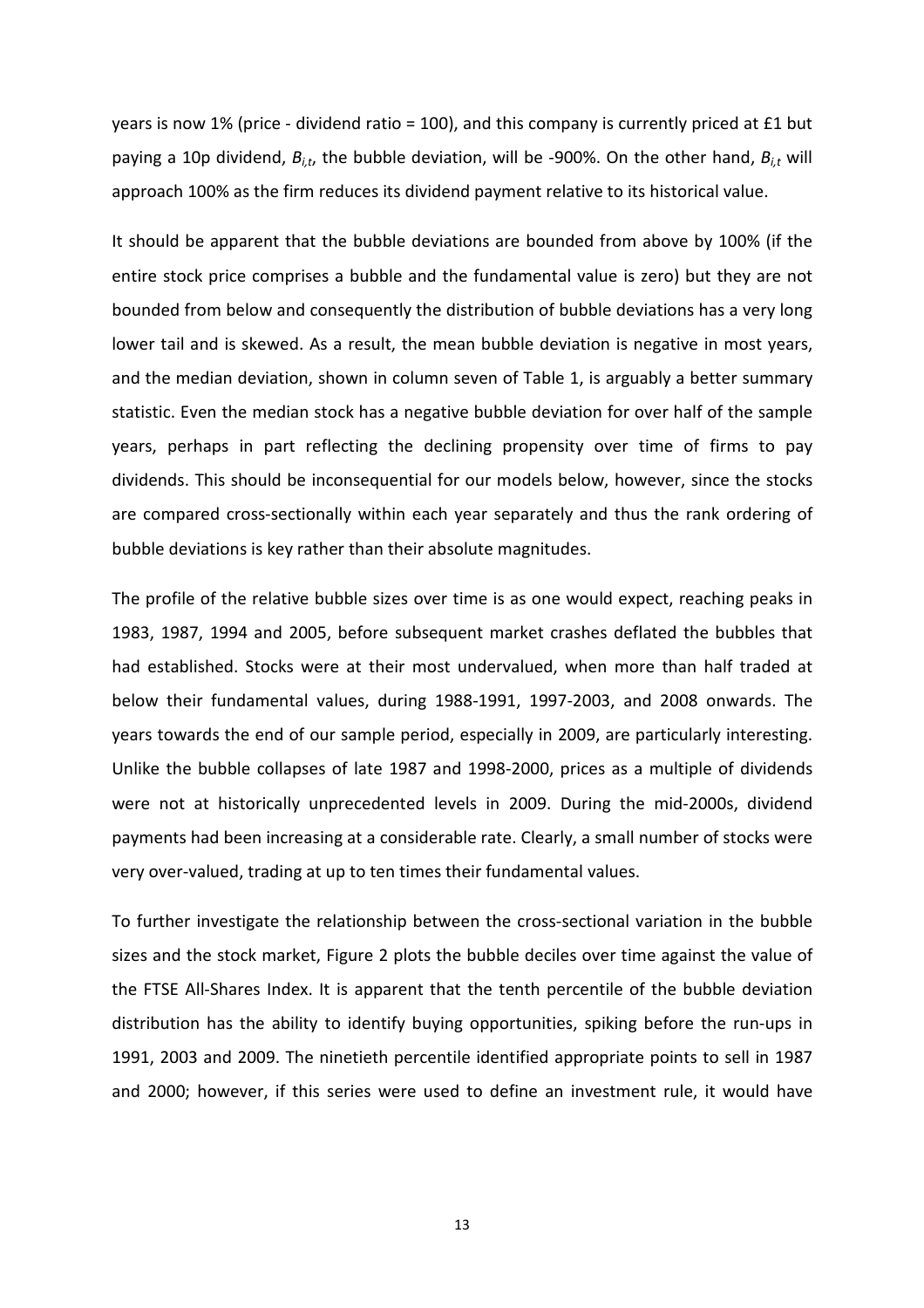years is now 1% (price - dividend ratio = 100), and this company is currently priced at £1 but paying a 10p dividend, $B_{i,t}$, the bubble deviation, will be -900%. On the other hand, $B_{i,t}$ will approach 100% as the firm reduces its dividend payment relative to its historical value.

It should be apparent that the bubble deviations are bounded from above by 100% (if the entire stock price comprises a bubble and the fundamental value is zero) but they are not bounded from below and consequently the distribution of bubble deviations has a very long lower tail and is skewed. As a result, the mean bubble deviation is negative in most years, and the median deviation, shown in column seven of Table 1, is arguably a better summary statistic. Even the median stock has a negative bubble deviation for over half of the sample years, perhaps in part reflecting the declining propensity over time of firms to pay dividends. This should be inconsequential for our models below, however, since the stocks are compared cross-sectionally within each year separately and thus the rank ordering of bubble deviations is key rather than their absolute magnitudes.

The profile of the relative bubble sizes over time is as one would expect, reaching peaks in 1983, 1987, 1994 and 2005, before subsequent market crashes deflated the bubbles that had established. Stocks were at their most undervalued, when more than half traded at below their fundamental values, during 1988-1991, 1997-2003, and 2008 onwards. The years towards the end of our sample period, especially in 2009, are particularly interesting. Unlike the bubble collapses of late 1987 and 1998-2000, prices as a multiple of dividends were not at historically unprecedented levels in 2009. During the mid-2000s, dividend payments had been increasing at a considerable rate. Clearly, a small number of stocks were very over-valued, trading at up to ten times their fundamental values.

To further investigate the relationship between the cross-sectional variation in the bubble sizes and the stock market, Figure 2 plots the bubble deciles over time against the value of the FTSE All-Shares Index. It is apparent that the tenth percentile of the bubble deviation distribution has the ability to identify buying opportunities, spiking before the run-ups in 1991, 2003 and 2009. The ninetieth percentile identified appropriate points to sell in 1987 and 2000; however, if this series were used to define an investment rule, it would have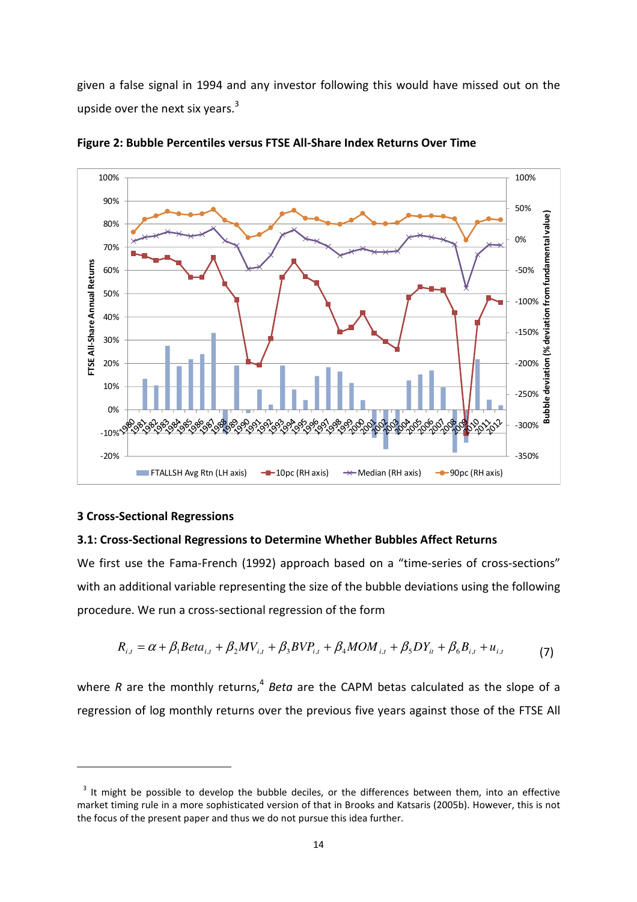given a false signal in 1994 and any investor following this would have missed out on the upside over the next six years.[3]

**Figure 2: Bubble Percentiles versus FTSE All-Share Index Returns Over Time**

### 3 Cross-Sectional Regressions

### 3.1: Cross-Sectional Regressions to Determine Whether Bubbles Affect Returns

We first use the Fama-French (1992) approach based on a "time-series of cross-sections" with an additional variable representing the size of the bubble deviations using the following procedure. We run a cross-sectional regression of the form

$$R_{i,t} = \alpha + \beta_1 Beta_{i,t} + \beta_2 MV_{i,t} + \beta_3 BVP_{i,t} + \beta_4 MOM_{i,t} + \beta_5 DY_{it} + \beta_6 B_{i,t} + u_{i,t} \tag{7}$$

where $R$ are the monthly returns,[4] *Beta* are the CAPM betas calculated as the slope of a regression of log monthly returns over the previous five years against those of the FTSE All

---

[3] It might be possible to develop the bubble deciles, or the differences between them, into an effective market timing rule in a more sophisticated version of that in Brooks and Katsaris (2005b). However, this is not the focus of the present paper and thus we do not pursue this idea further.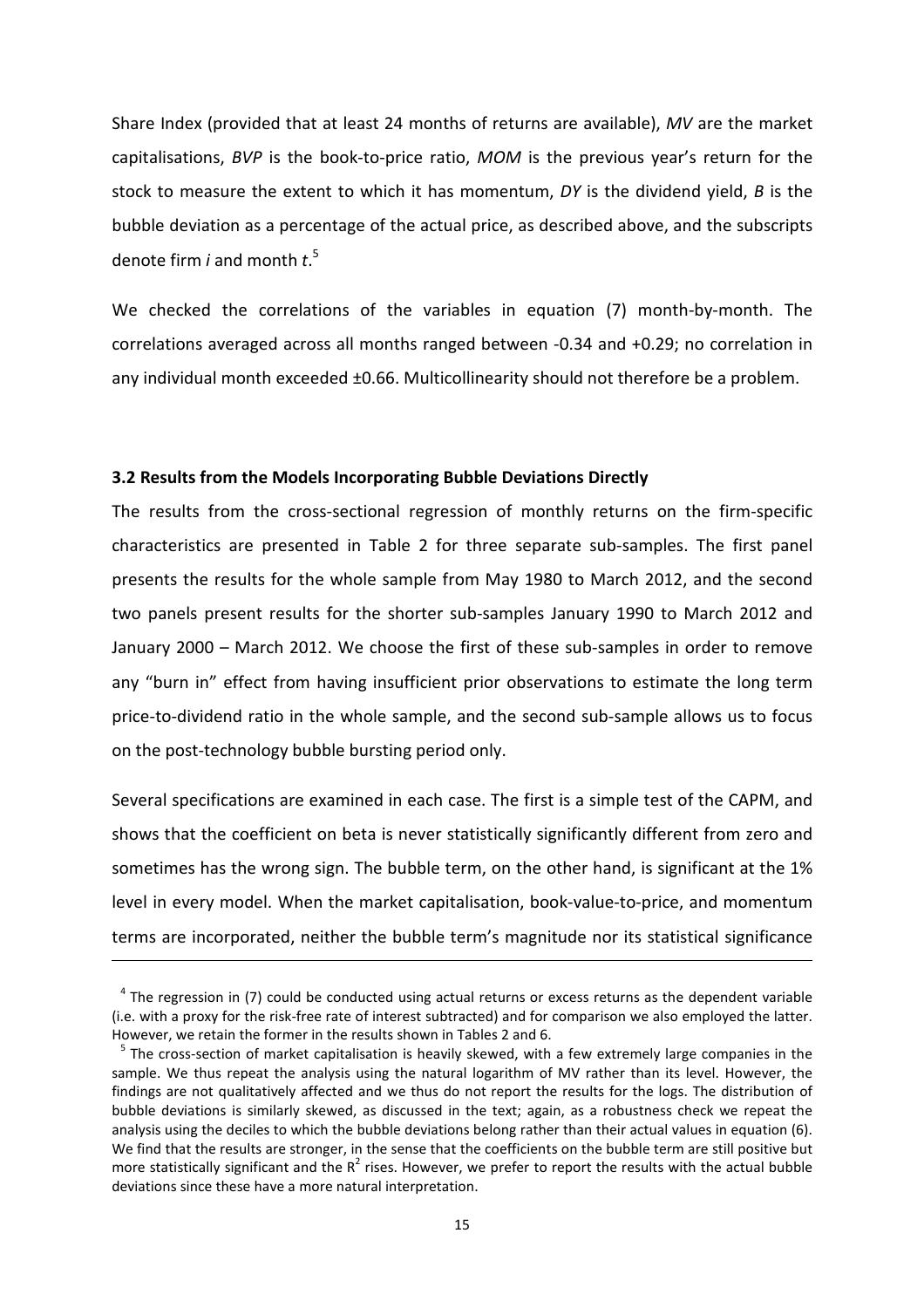Share Index (provided that at least 24 months of returns are available), *MV* are the market capitalisations, *BVP* is the book-to-price ratio, *MOM* is the previous year's return for the stock to measure the extent to which it has momentum, *DY* is the dividend yield, *B* is the bubble deviation as a percentage of the actual price, as described above, and the subscripts denote firm *i* and month *t*.[5]

We checked the correlations of the variables in equation (7) month-by-month. The correlations averaged across all months ranged between -0.34 and +0.29; no correlation in any individual month exceeded ±0.66. Multicollinearity should not therefore be a problem.

### 3.2 Results from the Models Incorporating Bubble Deviations Directly

The results from the cross-sectional regression of monthly returns on the firm-specific characteristics are presented in Table 2 for three separate sub-samples. The first panel presents the results for the whole sample from May 1980 to March 2012, and the second two panels present results for the shorter sub-samples January 1990 to March 2012 and January 2000 – March 2012. We choose the first of these sub-samples in order to remove any "burn in" effect from having insufficient prior observations to estimate the long term price-to-dividend ratio in the whole sample, and the second sub-sample allows us to focus on the post-technology bubble bursting period only.

Several specifications are examined in each case. The first is a simple test of the CAPM, and shows that the coefficient on beta is never statistically significantly different from zero and sometimes has the wrong sign. The bubble term, on the other hand, is significant at the 1% level in every model. When the market capitalisation, book-value-to-price, and momentum terms are incorporated, neither the bubble term's magnitude nor its statistical significance

---

[4] The regression in (7) could be conducted using actual returns or excess returns as the dependent variable (i.e. with a proxy for the risk-free rate of interest subtracted) and for comparison we also employed the latter. However, we retain the former in the results shown in Tables 2 and 6.

[5] The cross-section of market capitalisation is heavily skewed, with a few extremely large companies in the sample. We thus repeat the analysis using the natural logarithm of MV rather than its level. However, the findings are not qualitatively affected and we thus do not report the results for the logs. The distribution of bubble deviations is similarly skewed, as discussed in the text; again, as a robustness check we repeat the analysis using the deciles to which the bubble deviations belong rather than their actual values in equation (6). We find that the results are stronger, in the sense that the coefficients on the bubble term are still positive but more statistically significant and the $R^2$ rises. However, we prefer to report the results with the actual bubble deviations since these have a more natural interpretation.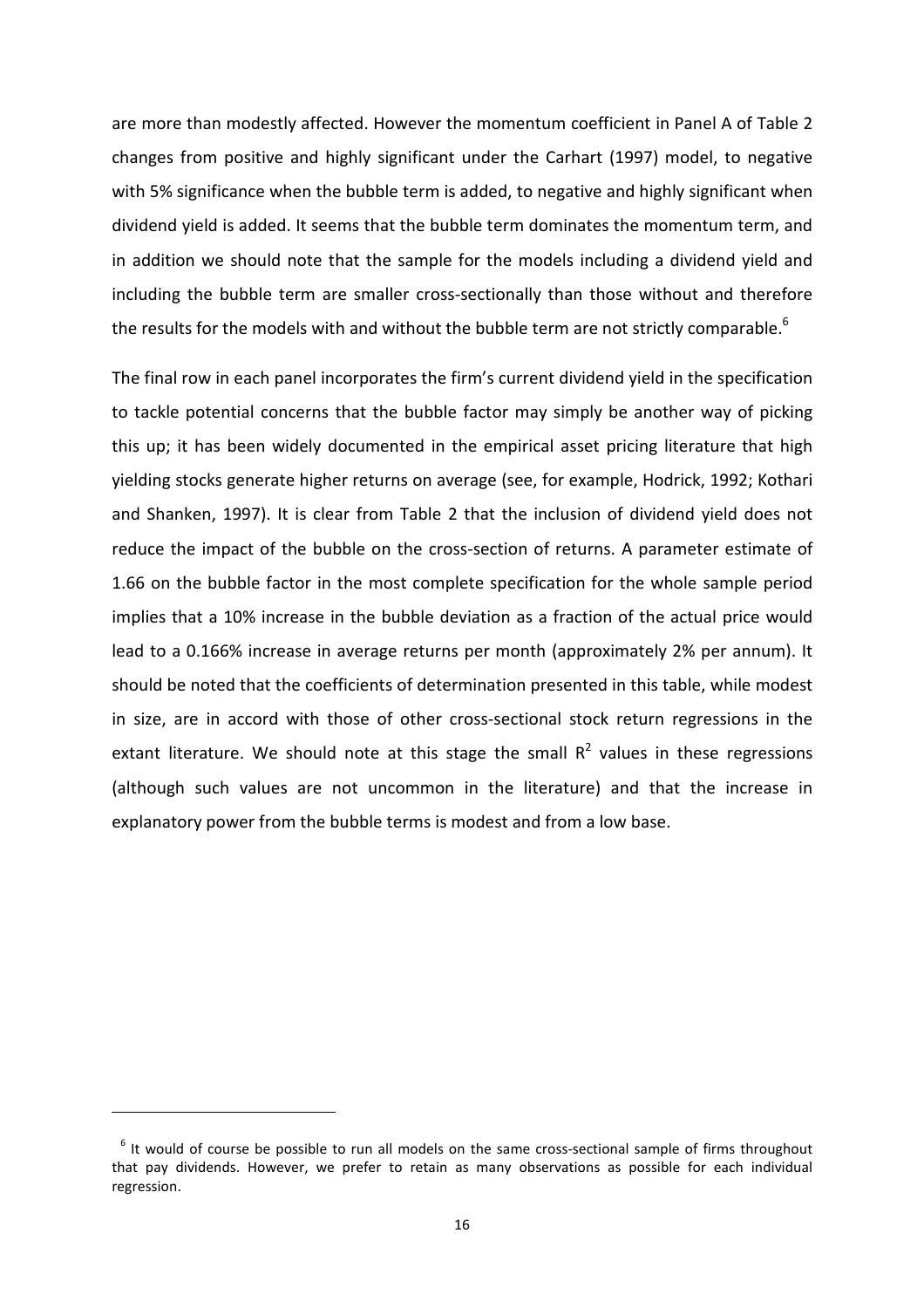are more than modestly affected. However the momentum coefficient in Panel A of Table 2 changes from positive and highly significant under the Carhart (1997) model, to negative with 5% significance when the bubble term is added, to negative and highly significant when dividend yield is added. It seems that the bubble term dominates the momentum term, and in addition we should note that the sample for the models including a dividend yield and including the bubble term are smaller cross-sectionally than those without and therefore the results for the models with and without the bubble term are not strictly comparable.[6]

The final row in each panel incorporates the firm's current dividend yield in the specification to tackle potential concerns that the bubble factor may simply be another way of picking this up; it has been widely documented in the empirical asset pricing literature that high yielding stocks generate higher returns on average (see, for example, Hodrick, 1992; Kothari and Shanken, 1997). It is clear from Table 2 that the inclusion of dividend yield does not reduce the impact of the bubble on the cross-section of returns. A parameter estimate of 1.66 on the bubble factor in the most complete specification for the whole sample period implies that a 10% increase in the bubble deviation as a fraction of the actual price would lead to a 0.166% increase in average returns per month (approximately 2% per annum). It should be noted that the coefficients of determination presented in this table, while modest in size, are in accord with those of other cross-sectional stock return regressions in the extant literature. We should note at this stage the small $R^2$ values in these regressions (although such values are not uncommon in the literature) and that the increase in explanatory power from the bubble terms is modest and from a low base.

[6] It would of course be possible to run all models on the same cross-sectional sample of firms throughout that pay dividends. However, we prefer to retain as many observations as possible for each individual regression.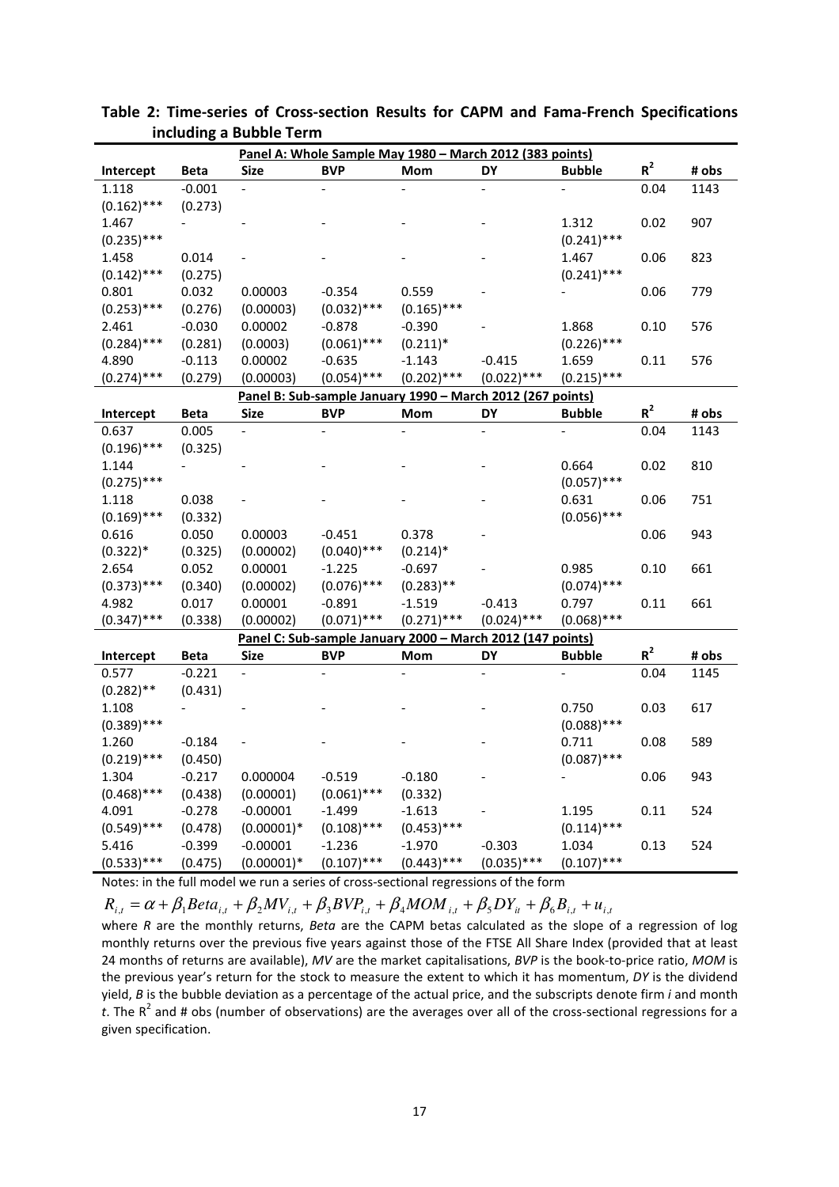**Table 2: Time-series of Cross-section Results for CAPM and Fama-French Specifications including a Bubble Term**

| Intercept | Beta | Size | BVP | Mom | DY | Bubble | $R^2$ | # obs |
|---|---|---|---|---|---|---|---|---|
| **Panel A: Whole Sample May 1980 – March 2012 (383 points)** | | | | | | | | |
| 1.118 | -0.001 | - | - | - | - | - | 0.04 | 1143 |
| (0.162)*** | (0.273) | | | | | | | |
| 1.467 | - | - | - | - | - | 1.312 | 0.02 | 907 |
| (0.235)*** | | | | | | (0.241)*** | | |
| 1.458 | 0.014 | - | - | - | - | 1.467 | 0.06 | 823 |
| (0.142)*** | (0.275) | | | | | (0.241)*** | | |
| 0.801 | 0.032 | 0.00003 | -0.354 | 0.559 | - | - | 0.06 | 779 |
| (0.253)*** | (0.276) | (0.00003) | (0.032)*** | (0.165)*** | | | | |
| 2.461 | -0.030 | 0.00002 | -0.878 | -0.390 | - | 1.868 | 0.10 | 576 |
| (0.284)*** | (0.281) | (0.0003) | (0.061)*** | (0.211)* | | (0.226)*** | | |
| 4.890 | -0.113 | 0.00002 | -0.635 | -1.143 | -0.415 | 1.659 | 0.11 | 576 |
| (0.274)*** | (0.279) | (0.00003) | (0.054)*** | (0.202)*** | (0.022)*** | (0.215)*** | | |
| **Panel B: Sub-sample January 1990 – March 2012 (267 points)** | | | | | | | | |
| **Intercept** | **Beta** | **Size** | **BVP** | **Mom** | **DY** | **Bubble** | **$R^2$** | **# obs** |
| 0.637 | 0.005 | - | - | - | - | - | 0.04 | 1143 |
| (0.196)*** | (0.325) | | | | | | | |
| 1.144 | - | - | - | - | - | 0.664 | 0.02 | 810 |
| (0.275)*** | | | | | | (0.057)*** | | |
| 1.118 | 0.038 | - | - | - | - | 0.631 | 0.06 | 751 |
| (0.169)*** | (0.332) | | | | | (0.056)*** | | |
| 0.616 | 0.050 | 0.00003 | -0.451 | 0.378 | - | | 0.06 | 943 |
| (0.322)* | (0.325) | (0.00002) | (0.040)*** | (0.214)* | | | | |
| 2.654 | 0.052 | 0.00001 | -1.225 | -0.697 | - | 0.985 | 0.10 | 661 |
| (0.373)*** | (0.340) | (0.00002) | (0.076)*** | (0.283)** | | (0.074)*** | | |
| 4.982 | 0.017 | 0.00001 | -0.891 | -1.519 | -0.413 | 0.797 | 0.11 | 661 |
| (0.347)*** | (0.338) | (0.00002) | (0.071)*** | (0.271)*** | (0.024)*** | (0.068)*** | | |
| **Panel C: Sub-sample January 2000 – March 2012 (147 points)** | | | | | | | | |
| **Intercept** | **Beta** | **Size** | **BVP** | **Mom** | **DY** | **Bubble** | **$R^2$** | **# obs** |
| 0.577 | -0.221 | - | - | - | - | - | 0.04 | 1145 |
| (0.282)** | (0.431) | | | | | | | |
| 1.108 | - | - | - | - | - | 0.750 | 0.03 | 617 |
| (0.389)*** | | | | | | (0.088)*** | | |
| 1.260 | -0.184 | - | - | - | - | 0.711 | 0.08 | 589 |
| (0.219)*** | (0.450) | | | | | (0.087)*** | | |
| 1.304 | -0.217 | 0.000004 | -0.519 | -0.180 | - | - | 0.06 | 943 |
| (0.468)*** | (0.438) | (0.00001) | (0.061)*** | (0.332) | | | | |
| 4.091 | -0.278 | -0.00001 | -1.499 | -1.613 | - | 1.195 | 0.11 | 524 |
| (0.549)*** | (0.478) | (0.00001)* | (0.108)*** | (0.453)*** | | (0.114)*** | | |
| 5.416 | -0.399 | -0.00001 | -1.236 | -1.970 | -0.303 | 1.034 | 0.13 | 524 |
| (0.533)*** | (0.475) | (0.00001)* | (0.107)*** | (0.443)*** | (0.035)*** | (0.107)*** | | |

Notes: in the full model we run a series of cross-sectional regressions of the form

$$R_{i,t} = \alpha + \beta_1 Beta_{i,t} + \beta_2 MV_{i,t} + \beta_3 BVP_{i,t} + \beta_4 MOM_{i,t} + \beta_5 DY_{it} + \beta_6 B_{i,t} + u_{i,t}$$

where *R* are the monthly returns, *Beta* are the CAPM betas calculated as the slope of a regression of log monthly returns over the previous five years against those of the FTSE All Share Index (provided that at least 24 months of returns are available), *MV* are the market capitalisations, *BVP* is the book-to-price ratio, *MOM* is the previous year's return for the stock to measure the extent to which it has momentum, *DY* is the dividend yield, *B* is the bubble deviation as a percentage of the actual price, and the subscripts denote firm *i* and month *t*. The $R^2$ and # obs (number of observations) are the averages over all of the cross-sectional regressions for a given specification.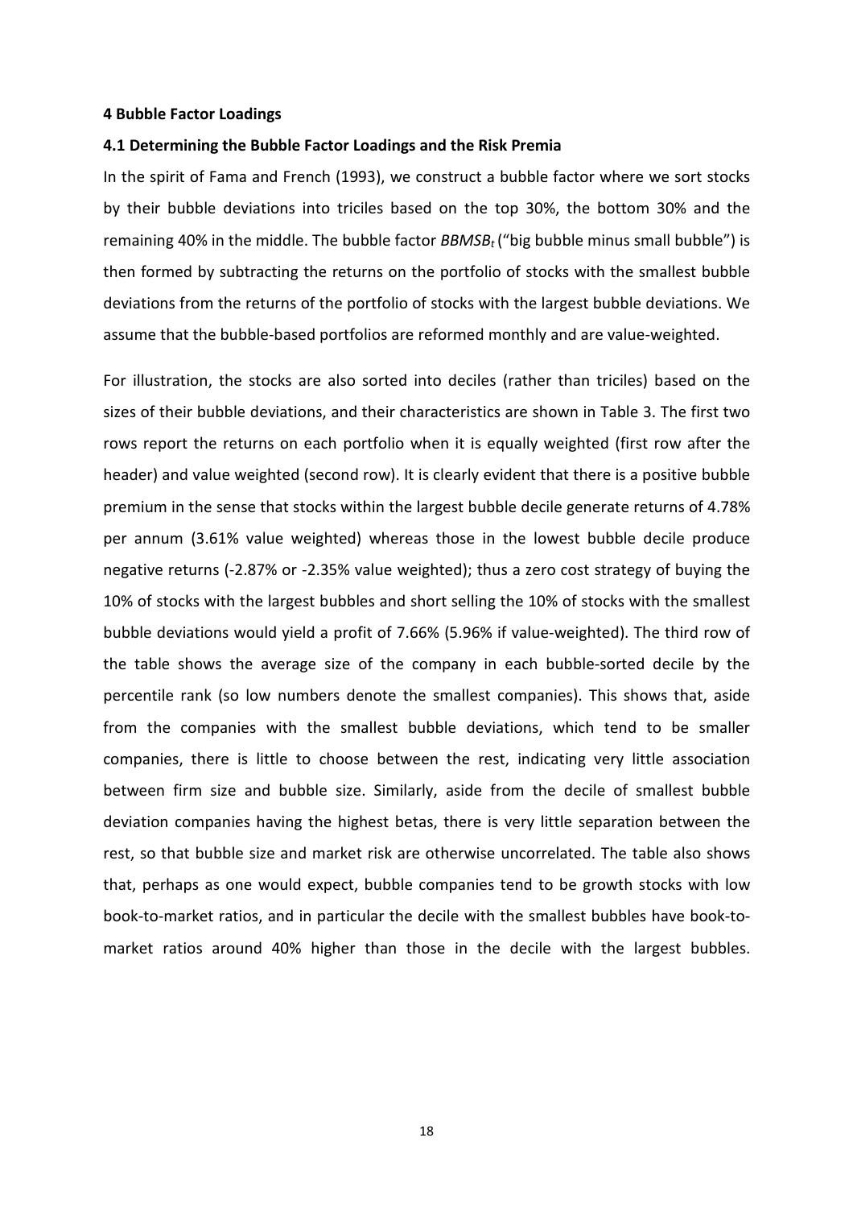### 4 Bubble Factor Loadings

#### 4.1 Determining the Bubble Factor Loadings and the Risk Premia

In the spirit of Fama and French (1993), we construct a bubble factor where we sort stocks by their bubble deviations into triciles based on the top 30%, the bottom 30% and the remaining 40% in the middle. The bubble factor $BBMSB_t$ ("big bubble minus small bubble") is then formed by subtracting the returns on the portfolio of stocks with the smallest bubble deviations from the returns of the portfolio of stocks with the largest bubble deviations. We assume that the bubble-based portfolios are reformed monthly and are value-weighted.

For illustration, the stocks are also sorted into deciles (rather than triciles) based on the sizes of their bubble deviations, and their characteristics are shown in Table 3. The first two rows report the returns on each portfolio when it is equally weighted (first row after the header) and value weighted (second row). It is clearly evident that there is a positive bubble premium in the sense that stocks within the largest bubble decile generate returns of 4.78% per annum (3.61% value weighted) whereas those in the lowest bubble decile produce negative returns (-2.87% or -2.35% value weighted); thus a zero cost strategy of buying the 10% of stocks with the largest bubbles and short selling the 10% of stocks with the smallest bubble deviations would yield a profit of 7.66% (5.96% if value-weighted). The third row of the table shows the average size of the company in each bubble-sorted decile by the percentile rank (so low numbers denote the smallest companies). This shows that, aside from the companies with the smallest bubble deviations, which tend to be smaller companies, there is little to choose between the rest, indicating very little association between firm size and bubble size. Similarly, aside from the decile of smallest bubble deviation companies having the highest betas, there is very little separation between the rest, so that bubble size and market risk are otherwise uncorrelated. The table also shows that, perhaps as one would expect, bubble companies tend to be growth stocks with low book-to-market ratios, and in particular the decile with the smallest bubbles have book-to-market ratios around 40% higher than those in the decile with the largest bubbles.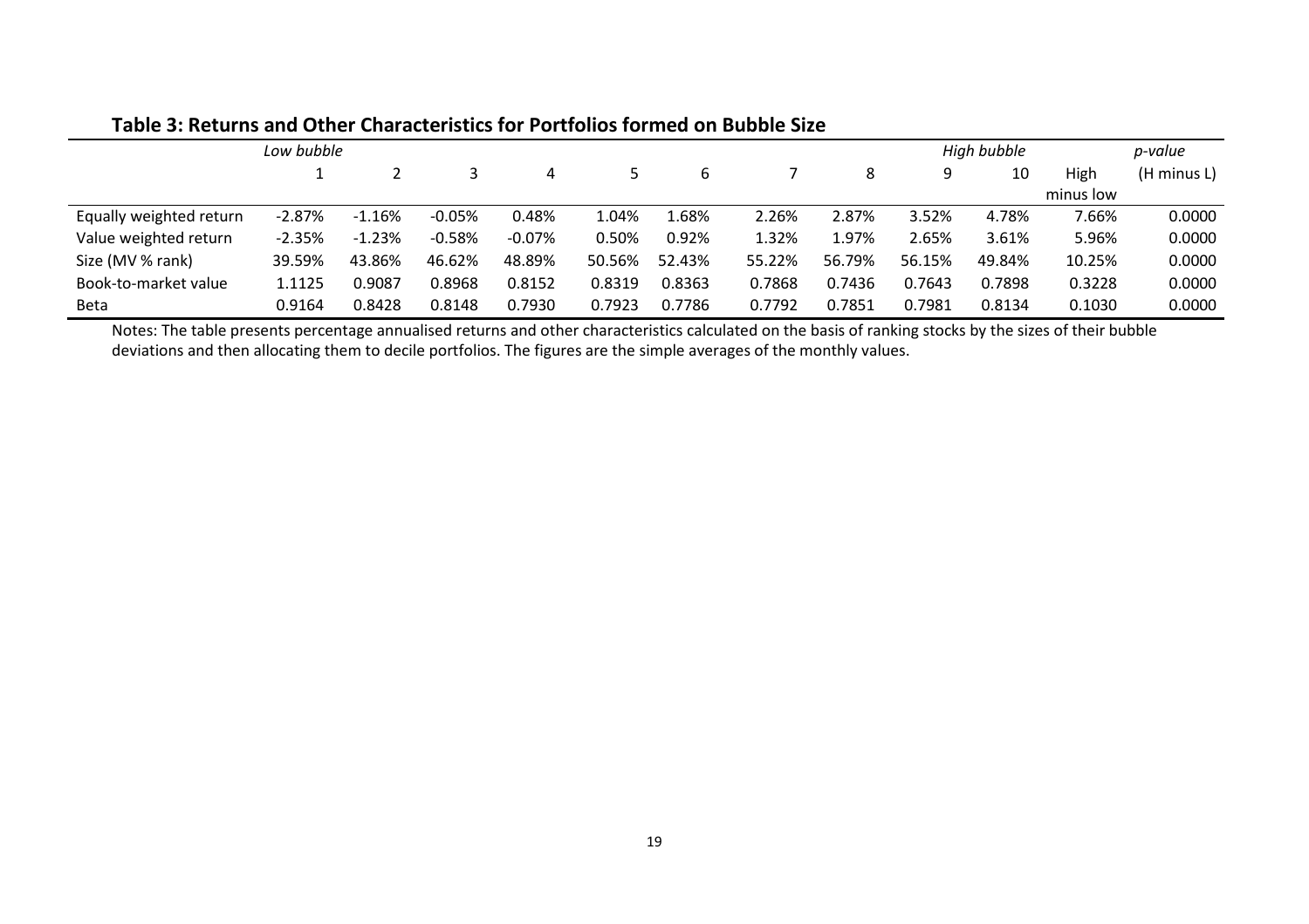**Table 3: Returns and Other Characteristics for Portfolios formed on Bubble Size**

| | *Low bubble* | | | | | | | | | *High bubble* | | *p-value* |
|---|---|---|---|---|---|---|---|---|---|---|---|---|
| | 1 | 2 | 3 | 4 | 5 | 6 | 7 | 8 | 9 | 10 | High minus low | (H minus L) |
| Equally weighted return | -2.87% | -1.16% | -0.05% | 0.48% | 1.04% | 1.68% | 2.26% | 2.87% | 3.52% | 4.78% | 7.66% | 0.0000 |
| Value weighted return | -2.35% | -1.23% | -0.58% | -0.07% | 0.50% | 0.92% | 1.32% | 1.97% | 2.65% | 3.61% | 5.96% | 0.0000 |
| Size (MV % rank) | 39.59% | 43.86% | 46.62% | 48.89% | 50.56% | 52.43% | 55.22% | 56.79% | 56.15% | 49.84% | 10.25% | 0.0000 |
| Book-to-market value | 1.1125 | 0.9087 | 0.8968 | 0.8152 | 0.8319 | 0.8363 | 0.7868 | 0.7436 | 0.7643 | 0.7898 | 0.3228 | 0.0000 |
| Beta | 0.9164 | 0.8428 | 0.8148 | 0.7930 | 0.7923 | 0.7786 | 0.7792 | 0.7851 | 0.7981 | 0.8134 | 0.1030 | 0.0000 |

Notes: The table presents percentage annualised returns and other characteristics calculated on the basis of ranking stocks by the sizes of their bubble deviations and then allocating them to decile portfolios. The figures are the simple averages of the monthly values.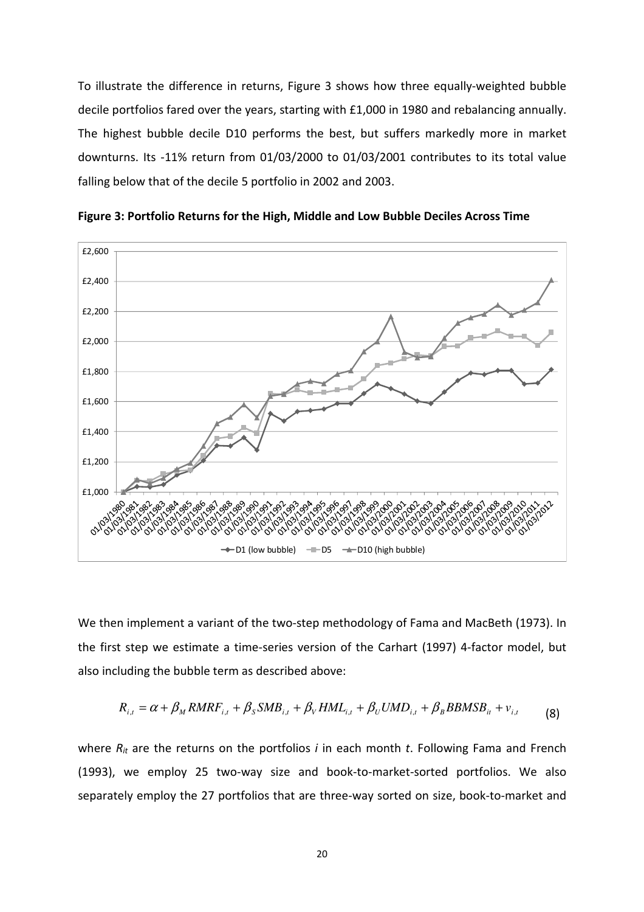To illustrate the difference in returns, Figure 3 shows how three equally-weighted bubble decile portfolios fared over the years, starting with £1,000 in 1980 and rebalancing annually. The highest bubble decile D10 performs the best, but suffers markedly more in market downturns. Its -11% return from 01/03/2000 to 01/03/2001 contributes to its total value falling below that of the decile 5 portfolio in 2002 and 2003.

**Figure 3: Portfolio Returns for the High, Middle and Low Bubble Deciles Across Time**

We then implement a variant of the two-step methodology of Fama and MacBeth (1973). In the first step we estimate a time-series version of the Carhart (1997) 4-factor model, but also including the bubble term as described above:

$$R_{i,t} = \alpha + \beta_M RMRF_{i,t} + \beta_S SMB_{i,t} + \beta_V HML_{i,t} + \beta_U UMD_{i,t} + \beta_B BBMSB_{it} + v_{i,t} \tag{8}$$

where $R_{it}$ are the returns on the portfolios *i* in each month *t*. Following Fama and French (1993), we employ 25 two-way size and book-to-market-sorted portfolios. We also separately employ the 27 portfolios that are three-way sorted on size, book-to-market and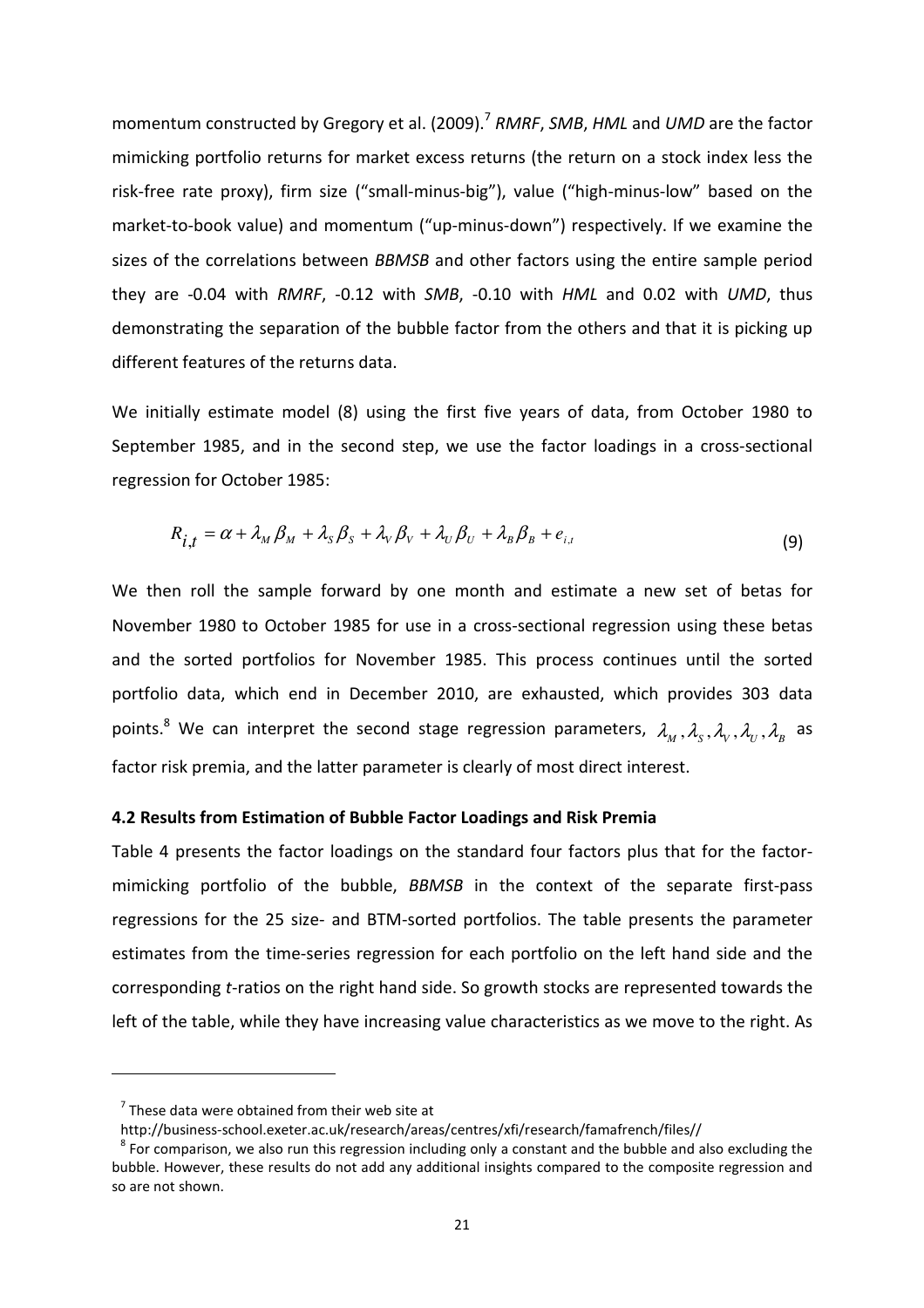momentum constructed by Gregory et al. (2009).[7] *RMRF*, *SMB*, *HML* and *UMD* are the factor mimicking portfolio returns for market excess returns (the return on a stock index less the risk-free rate proxy), firm size ("small-minus-big"), value ("high-minus-low" based on the market-to-book value) and momentum ("up-minus-down") respectively. If we examine the sizes of the correlations between *BBMSB* and other factors using the entire sample period they are -0.04 with *RMRF*, -0.12 with *SMB*, -0.10 with *HML* and 0.02 with *UMD*, thus demonstrating the separation of the bubble factor from the others and that it is picking up different features of the returns data.

We initially estimate model (8) using the first five years of data, from October 1980 to September 1985, and in the second step, we use the factor loadings in a cross-sectional regression for October 1985:

$$R_{i,t} = \alpha + \lambda_M \beta_M + \lambda_S \beta_S + \lambda_V \beta_V + \lambda_U \beta_U + \lambda_B \beta_B + e_{i,t} \tag{9}$$

We then roll the sample forward by one month and estimate a new set of betas for November 1980 to October 1985 for use in a cross-sectional regression using these betas and the sorted portfolios for November 1985. This process continues until the sorted portfolio data, which end in December 2010, are exhausted, which provides 303 data points.[8] We can interpret the second stage regression parameters, $\lambda_M, \lambda_S, \lambda_V, \lambda_U, \lambda_B$ as factor risk premia, and the latter parameter is clearly of most direct interest.

### 4.2 Results from Estimation of Bubble Factor Loadings and Risk Premia

Table 4 presents the factor loadings on the standard four factors plus that for the factor-mimicking portfolio of the bubble, *BBMSB* in the context of the separate first-pass regressions for the 25 size- and BTM-sorted portfolios. The table presents the parameter estimates from the time-series regression for each portfolio on the left hand side and the corresponding *t*-ratios on the right hand side. So growth stocks are represented towards the left of the table, while they have increasing value characteristics as we move to the right. As

---

[7] These data were obtained from their web site at http://business-school.exeter.ac.uk/research/areas/centres/xfi/research/famafrench/files//

[8] For comparison, we also run this regression including only a constant and the bubble and also excluding the bubble. However, these results do not add any additional insights compared to the composite regression and so are not shown.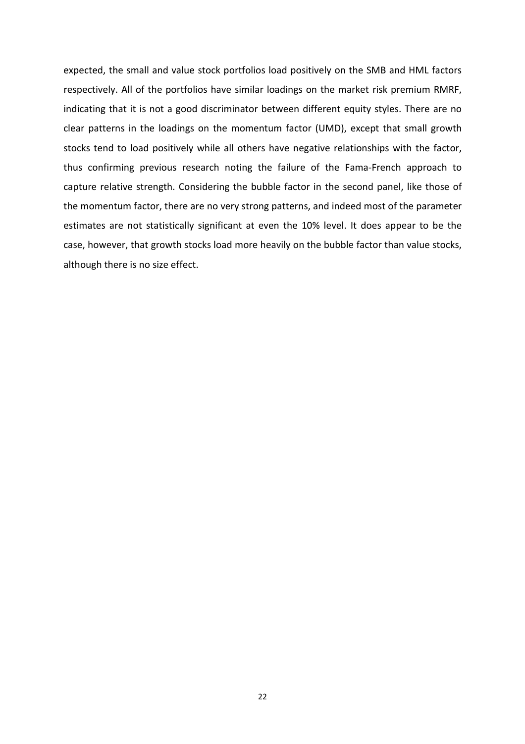expected, the small and value stock portfolios load positively on the SMB and HML factors respectively. All of the portfolios have similar loadings on the market risk premium RMRF, indicating that it is not a good discriminator between different equity styles. There are no clear patterns in the loadings on the momentum factor (UMD), except that small growth stocks tend to load positively while all others have negative relationships with the factor, thus confirming previous research noting the failure of the Fama-French approach to capture relative strength. Considering the bubble factor in the second panel, like those of the momentum factor, there are no very strong patterns, and indeed most of the parameter estimates are not statistically significant at even the 10% level. It does appear to be the case, however, that growth stocks load more heavily on the bubble factor than value stocks, although there is no size effect.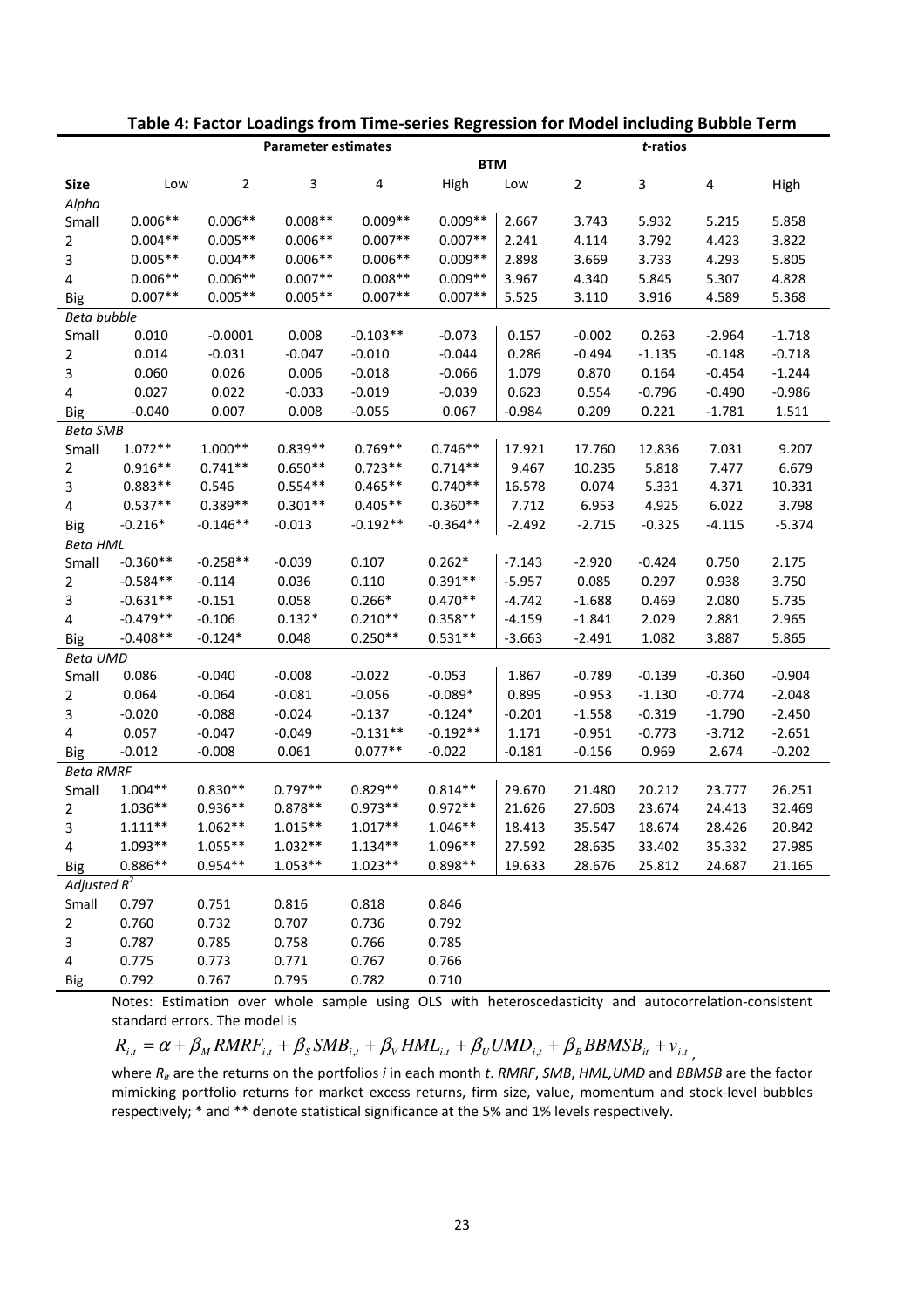**Table 4: Factor Loadings from Time-series Regression for Model including Bubble Term**

| | Parameter estimates | | | | | *t*-ratios | | | | |
|---|---|---|---|---|---|---|---|---|---|---|
| | BTM | | | | | | | | | |
| **Size** | Low | 2 | 3 | 4 | High | Low | 2 | 3 | 4 | High |
| *Alpha* | | | | | | | | | | |
| Small | 0.006** | 0.006** | 0.008** | 0.009** | 0.009** | 2.667 | 3.743 | 5.932 | 5.215 | 5.858 |
| 2 | 0.004** | 0.005** | 0.006** | 0.007** | 0.007** | 2.241 | 4.114 | 3.792 | 4.423 | 3.822 |
| 3 | 0.005** | 0.004** | 0.006** | 0.006** | 0.009** | 2.898 | 3.669 | 3.733 | 4.293 | 5.805 |
| 4 | 0.006** | 0.006** | 0.007** | 0.008** | 0.009** | 3.967 | 4.340 | 5.845 | 5.307 | 4.828 |
| Big | 0.007** | 0.005** | 0.005** | 0.007** | 0.007** | 5.525 | 3.110 | 3.916 | 4.589 | 5.368 |
| *Beta bubble* | | | | | | | | | | |
| Small | 0.010 | -0.0001 | 0.008 | -0.103** | -0.073 | 0.157 | -0.002 | 0.263 | -2.964 | -1.718 |
| 2 | 0.014 | -0.031 | -0.047 | -0.010 | -0.044 | 0.286 | -0.494 | -1.135 | -0.148 | -0.718 |
| 3 | 0.060 | 0.026 | 0.006 | -0.018 | -0.066 | 1.079 | 0.870 | 0.164 | -0.454 | -1.244 |
| 4 | 0.027 | 0.022 | -0.033 | -0.019 | -0.039 | 0.623 | 0.554 | -0.796 | -0.490 | -0.986 |
| Big | -0.040 | 0.007 | 0.008 | -0.055 | 0.067 | -0.984 | 0.209 | 0.221 | -1.781 | 1.511 |
| *Beta SMB* | | | | | | | | | | |
| Small | 1.072** | 1.000** | 0.839** | 0.769** | 0.746** | 17.921 | 17.760 | 12.836 | 7.031 | 9.207 |
| 2 | 0.916** | 0.741** | 0.650** | 0.723** | 0.714** | 9.467 | 10.235 | 5.818 | 7.477 | 6.679 |
| 3 | 0.883** | 0.546 | 0.554** | 0.465** | 0.740** | 16.578 | 0.074 | 5.331 | 4.371 | 10.331 |
| 4 | 0.537** | 0.389** | 0.301** | 0.405** | 0.360** | 7.712 | 6.953 | 4.925 | 6.022 | 3.798 |
| Big | -0.216* | -0.146** | -0.013 | -0.192** | -0.364** | -2.492 | -2.715 | -0.325 | -4.115 | -5.374 |
| *Beta HML* | | | | | | | | | | |
| Small | -0.360** | -0.258** | -0.039 | 0.107 | 0.262* | -7.143 | -2.920 | -0.424 | 0.750 | 2.175 |
| 2 | -0.584** | -0.114 | 0.036 | 0.110 | 0.391** | -5.957 | 0.085 | 0.297 | 0.938 | 3.750 |
| 3 | -0.631** | -0.151 | 0.058 | 0.266* | 0.470** | -4.742 | -1.688 | 0.469 | 2.080 | 5.735 |
| 4 | -0.479** | -0.106 | 0.132* | 0.210** | 0.358** | -4.159 | -1.841 | 2.029 | 2.881 | 2.965 |
| Big | -0.408** | -0.124* | 0.048 | 0.250** | 0.531** | -3.663 | -2.491 | 1.082 | 3.887 | 5.865 |
| *Beta UMD* | | | | | | | | | | |
| Small | 0.086 | -0.040 | -0.008 | -0.022 | -0.053 | 1.867 | -0.789 | -0.139 | -0.360 | -0.904 |
| 2 | 0.064 | -0.064 | -0.081 | -0.056 | -0.089* | 0.895 | -0.953 | -1.130 | -0.774 | -2.048 |
| 3 | -0.020 | -0.088 | -0.024 | -0.137 | -0.124* | -0.201 | -1.558 | -0.319 | -1.790 | -2.450 |
| 4 | 0.057 | -0.047 | -0.049 | -0.131** | -0.192** | 1.171 | -0.951 | -0.773 | -3.712 | -2.651 |
| Big | -0.012 | -0.008 | 0.061 | 0.077** | -0.022 | -0.181 | -0.156 | 0.969 | 2.674 | -0.202 |
| *Beta RMRF* | | | | | | | | | | |
| Small | 1.004** | 0.830** | 0.797** | 0.829** | 0.814** | 29.670 | 21.480 | 20.212 | 23.777 | 26.251 |
| 2 | 1.036** | 0.936** | 0.878** | 0.973** | 0.972** | 21.626 | 27.603 | 23.674 | 24.413 | 32.469 |
| 3 | 1.111** | 1.062** | 1.015** | 1.017** | 1.046** | 18.413 | 35.547 | 18.674 | 28.426 | 20.842 |
| 4 | 1.093** | 1.055** | 1.032** | 1.134** | 1.096** | 27.592 | 28.635 | 33.402 | 35.332 | 27.985 |
| Big | 0.886** | 0.954** | 1.053** | 1.023** | 0.898** | 19.633 | 28.676 | 25.812 | 24.687 | 21.165 |
| *Adjusted $R^2$* | | | | | | | | | | |
| Small | 0.797 | 0.751 | 0.816 | 0.818 | 0.846 | | | | | |
| 2 | 0.760 | 0.732 | 0.707 | 0.736 | 0.792 | | | | | |
| 3 | 0.787 | 0.785 | 0.758 | 0.766 | 0.785 | | | | | |
| 4 | 0.775 | 0.773 | 0.771 | 0.767 | 0.766 | | | | | |
| Big | 0.792 | 0.767 | 0.795 | 0.782 | 0.710 | | | | | |

Notes: Estimation over whole sample using OLS with heteroscedasticity and autocorrelation-consistent standard errors. The model is

$$R_{i,t} = \alpha + \beta_M RMRF_{i,t} + \beta_S SMB_{i,t} + \beta_V HML_{i,t} + \beta_U UMD_{i,t} + \beta_B BBMSB_{it} + v_{i,t},$$

where $R_{it}$ are the returns on the portfolios *i* in each month *t*. *RMRF*, *SMB*, *HML*, *UMD* and *BBMSB* are the factor mimicking portfolio returns for market excess returns, firm size, value, momentum and stock-level bubbles respectively; * and ** denote statistical significance at the 5% and 1% levels respectively.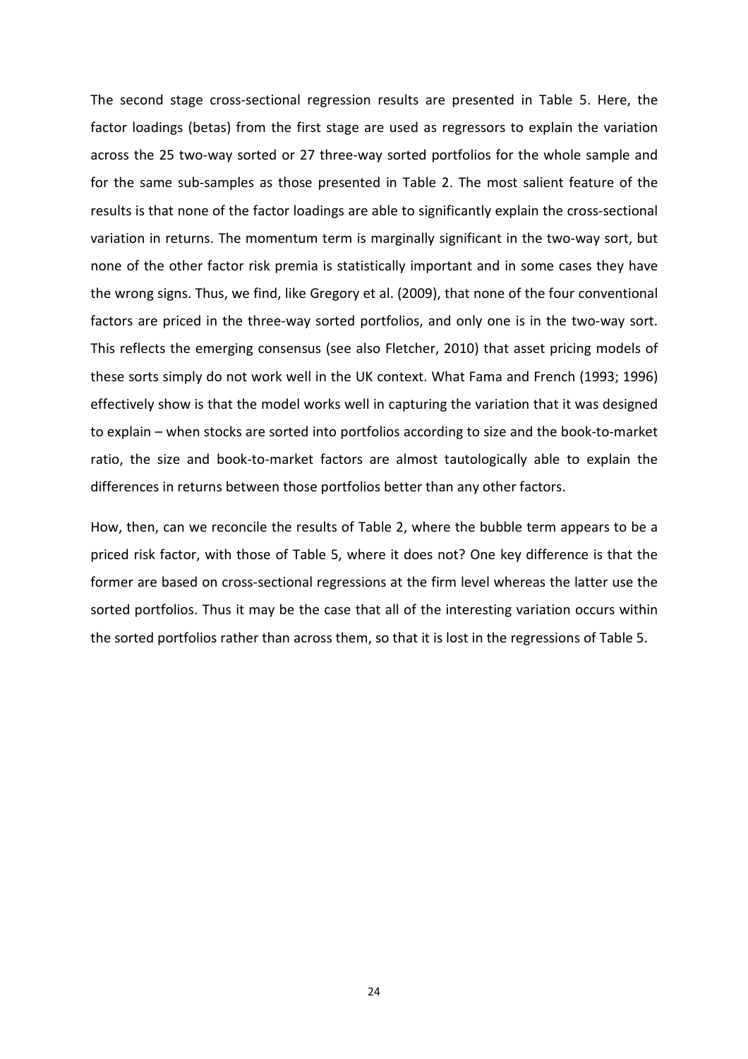The second stage cross-sectional regression results are presented in Table 5. Here, the factor loadings (betas) from the first stage are used as regressors to explain the variation across the 25 two-way sorted or 27 three-way sorted portfolios for the whole sample and for the same sub-samples as those presented in Table 2. The most salient feature of the results is that none of the factor loadings are able to significantly explain the cross-sectional variation in returns. The momentum term is marginally significant in the two-way sort, but none of the other factor risk premia is statistically important and in some cases they have the wrong signs. Thus, we find, like Gregory et al. (2009), that none of the four conventional factors are priced in the three-way sorted portfolios, and only one is in the two-way sort. This reflects the emerging consensus (see also Fletcher, 2010) that asset pricing models of these sorts simply do not work well in the UK context. What Fama and French (1993; 1996) effectively show is that the model works well in capturing the variation that it was designed to explain – when stocks are sorted into portfolios according to size and the book-to-market ratio, the size and book-to-market factors are almost tautologically able to explain the differences in returns between those portfolios better than any other factors.

How, then, can we reconcile the results of Table 2, where the bubble term appears to be a priced risk factor, with those of Table 5, where it does not? One key difference is that the former are based on cross-sectional regressions at the firm level whereas the latter use the sorted portfolios. Thus it may be the case that all of the interesting variation occurs within the sorted portfolios rather than across them, so that it is lost in the regressions of Table 5.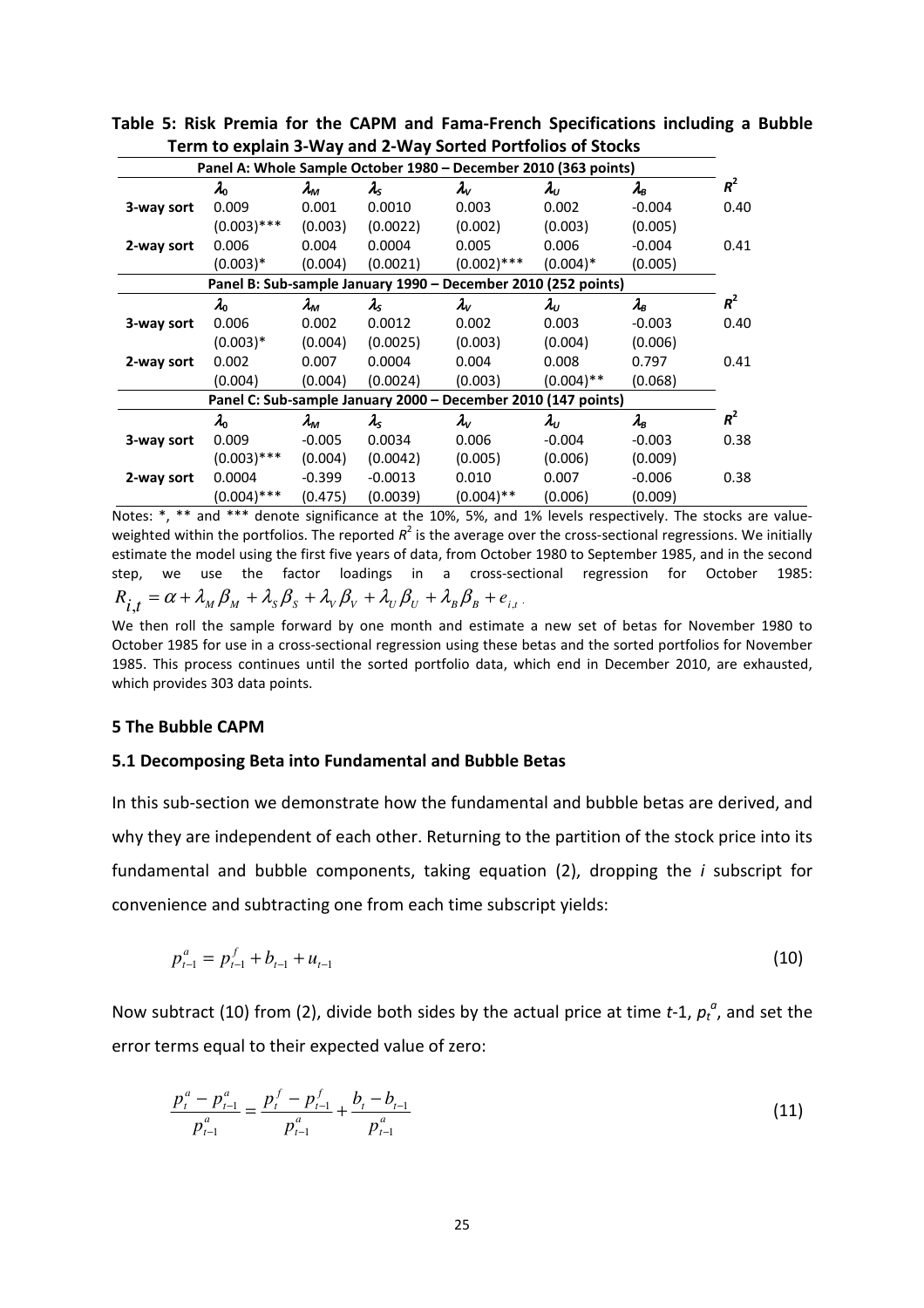**Table 5: Risk Premia for the CAPM and Fama-French Specifications including a Bubble Term to explain 3-Way and 2-Way Sorted Portfolios of Stocks**

| | $\lambda_0$ | $\lambda_M$ | $\lambda_S$ | $\lambda_V$ | $\lambda_U$ | $\lambda_B$ | $R^2$ |
|---|---|---|---|---|---|---|---|
| **Panel A: Whole Sample October 1980 – December 2010 (363 points)** | | | | | | | |
| **3-way sort** | 0.009 | 0.001 | 0.0010 | 0.003 | 0.002 | -0.004 | 0.40 |
| | (0.003)*** | (0.003) | (0.0022) | (0.002) | (0.003) | (0.005) | |
| **2-way sort** | 0.006 | 0.004 | 0.0004 | 0.005 | 0.006 | -0.004 | 0.41 |
| | (0.003)* | (0.004) | (0.0021) | (0.002)*** | (0.004)* | (0.005) | |
| **Panel B: Sub-sample January 1990 – December 2010 (252 points)** | | | | | | | |
| **3-way sort** | 0.006 | 0.002 | 0.0012 | 0.002 | 0.003 | -0.003 | 0.40 |
| | (0.003)* | (0.004) | (0.0025) | (0.003) | (0.004) | (0.006) | |
| **2-way sort** | 0.002 | 0.007 | 0.0004 | 0.004 | 0.008 | 0.797 | 0.41 |
| | (0.004) | (0.004) | (0.0024) | (0.003) | (0.004)** | (0.068) | |
| **Panel C: Sub-sample January 2000 – December 2010 (147 points)** | | | | | | | |
| **3-way sort** | 0.009 | -0.005 | 0.0034 | 0.006 | -0.004 | -0.003 | 0.38 |
| | (0.003)*** | (0.004) | (0.0042) | (0.005) | (0.006) | (0.009) | |
| **2-way sort** | 0.0004 | -0.399 | -0.0013 | 0.010 | 0.007 | -0.006 | 0.38 |
| | (0.004)*** | (0.475) | (0.0039) | (0.004)** | (0.006) | (0.009) | |

Notes: *, ** and *** denote significance at the 10%, 5%, and 1% levels respectively. The stocks are value-weighted within the portfolios. The reported $R^2$ is the average over the cross-sectional regressions. We initially estimate the model using the first five years of data, from October 1980 to September 1985, and in the second step, we use the factor loadings in a cross-sectional regression for October 1985: $R_{i,t} = \alpha + \lambda_M \beta_M + \lambda_S \beta_S + \lambda_V \beta_V + \lambda_U \beta_U + \lambda_B \beta_B + e_{i,t}$.

We then roll the sample forward by one month and estimate a new set of betas for November 1980 to October 1985 for use in a cross-sectional regression using these betas and the sorted portfolios for November 1985. This process continues until the sorted portfolio data, which end in December 2010, are exhausted, which provides 303 data points.

## 5 The Bubble CAPM

### 5.1 Decomposing Beta into Fundamental and Bubble Betas

In this sub-section we demonstrate how the fundamental and bubble betas are derived, and why they are independent of each other. Returning to the partition of the stock price into its fundamental and bubble components, taking equation (2), dropping the *i* subscript for convenience and subtracting one from each time subscript yields:

$$p_{t-1}^{a} = p_{t-1}^{f} + b_{t-1} + u_{t-1} \tag{10}$$

Now subtract (10) from (2), divide both sides by the actual price at time *t*-1, $p_t^a$, and set the error terms equal to their expected value of zero:

$$\frac{p_t^a - p_{t-1}^a}{p_{t-1}^a} = \frac{p_t^f - p_{t-1}^f}{p_{t-1}^a} + \frac{b_t - b_{t-1}}{p_{t-1}^a} \tag{11}$$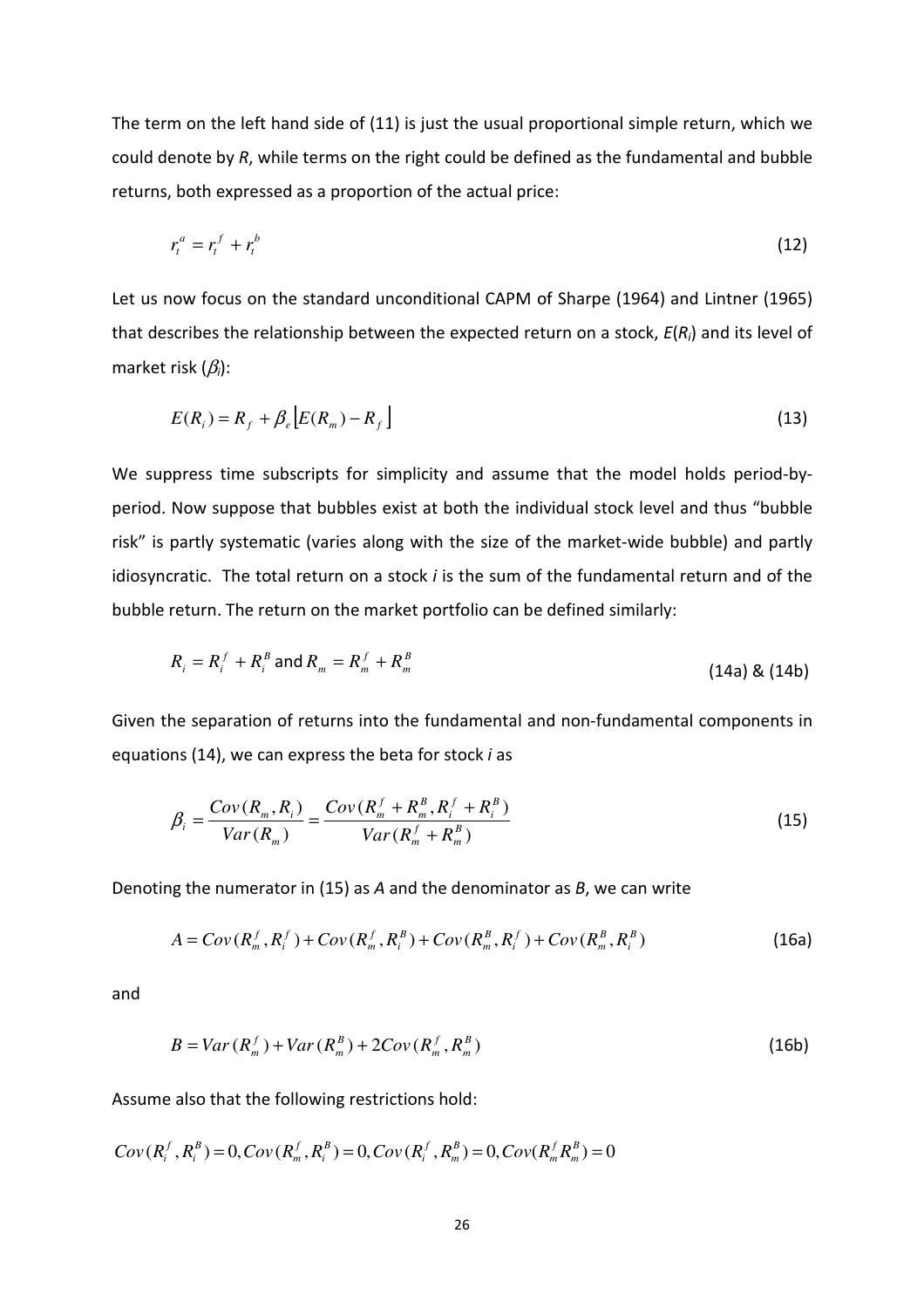The term on the left hand side of (11) is just the usual proportional simple return, which we could denote by *R*, while terms on the right could be defined as the fundamental and bubble returns, both expressed as a proportion of the actual price:

$$r_t^a = r_t^f + r_t^b \tag{12}$$

Let us now focus on the standard unconditional CAPM of Sharpe (1964) and Lintner (1965) that describes the relationship between the expected return on a stock, $E(R_i)$ and its level of market risk ($\beta_i$):

$$E(R_i) = R_f + \beta_e \left[ E(R_m) - R_f \right] \tag{13}$$

We suppress time subscripts for simplicity and assume that the model holds period-by-period. Now suppose that bubbles exist at both the individual stock level and thus "bubble risk" is partly systematic (varies along with the size of the market-wide bubble) and partly idiosyncratic. The total return on a stock *i* is the sum of the fundamental return and of the bubble return. The return on the market portfolio can be defined similarly:

$$R_i = R_i^f + R_i^B \text{ and } R_m = R_m^f + R_m^B \tag{14a) \& (14b}$$

Given the separation of returns into the fundamental and non-fundamental components in equations (14), we can express the beta for stock *i* as

$$\beta_i = \frac{Cov(R_m, R_i)}{Var(R_m)} = \frac{Cov(R_m^f + R_m^B, R_i^f + R_i^B)}{Var(R_m^f + R_m^B)} \tag{15}$$

Denoting the numerator in (15) as *A* and the denominator as *B*, we can write

$$A = Cov(R_m^f, R_i^f) + Cov(R_m^f, R_i^B) + Cov(R_m^B, R_i^f) + Cov(R_m^B, R_i^B) \tag{16a}$$

and

$$B = Var(R_m^f) + Var(R_m^B) + 2Cov(R_m^f, R_m^B) \tag{16b}$$

Assume also that the following restrictions hold:

$$Cov(R_i^f, R_i^B) = 0, Cov(R_m^f, R_i^B) = 0, Cov(R_i^f, R_m^B) = 0, Cov(R_m^f R_m^B) = 0$$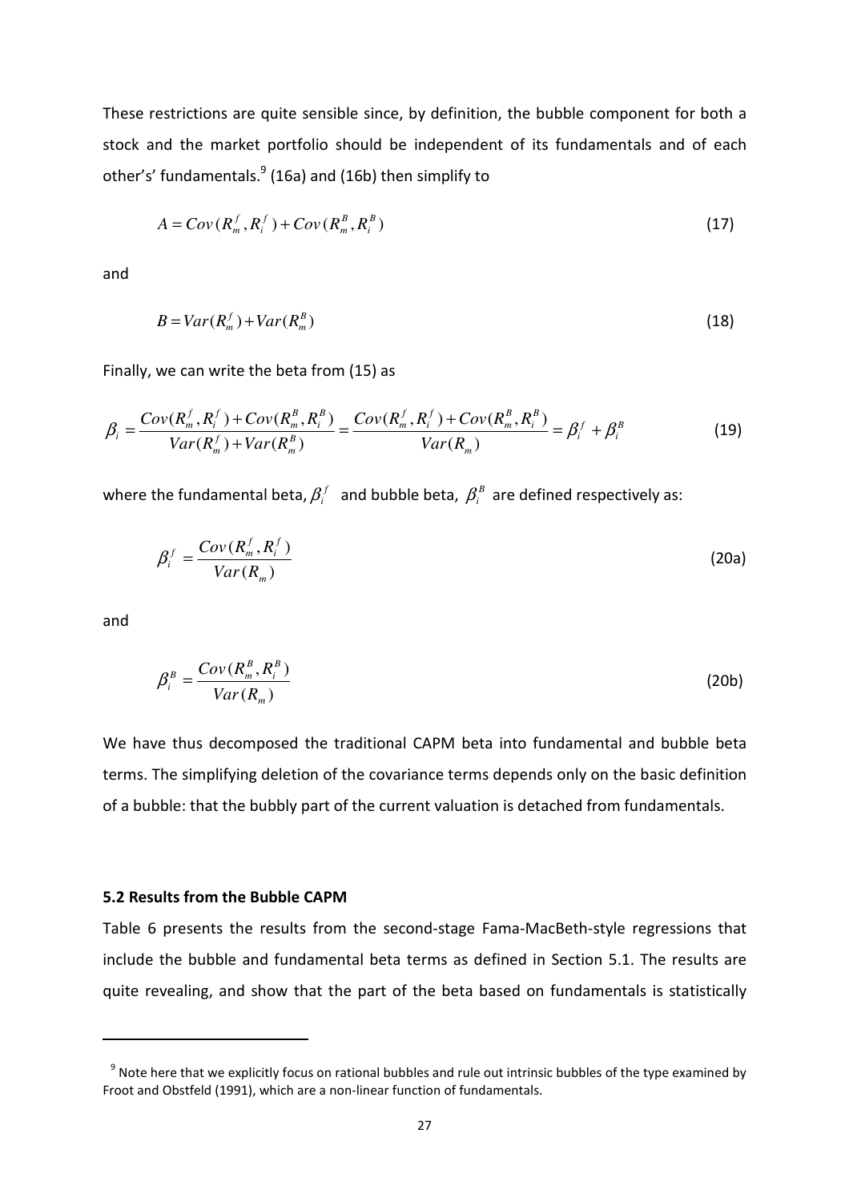These restrictions are quite sensible since, by definition, the bubble component for both a stock and the market portfolio should be independent of its fundamentals and of each other's' fundamentals.[9] (16a) and (16b) then simplify to

$$A = Cov(R_m^f, R_i^f) + Cov(R_m^B, R_i^B) \tag{17}$$

and

$$B = Var(R_m^f) + Var(R_m^B) \tag{18}$$

Finally, we can write the beta from (15) as

$$\beta_i = \frac{Cov(R_m^f, R_i^f) + Cov(R_m^B, R_i^B)}{Var(R_m^f) + Var(R_m^B)} = \frac{Cov(R_m^f, R_i^f) + Cov(R_m^B, R_i^B)}{Var(R_m)} = \beta_i^f + \beta_i^B \tag{19}$$

where the fundamental beta, $\beta_i^f$ and bubble beta, $\beta_i^B$ are defined respectively as:

$$\beta_i^f = \frac{Cov(R_m^f, R_i^f)}{Var(R_m)} \tag{20a}$$

and

$$\beta_i^B = \frac{Cov(R_m^B, R_i^B)}{Var(R_m)} \tag{20b}$$

We have thus decomposed the traditional CAPM beta into fundamental and bubble beta terms. The simplifying deletion of the covariance terms depends only on the basic definition of a bubble: that the bubbly part of the current valuation is detached from fundamentals.

### 5.2 Results from the Bubble CAPM

Table 6 presents the results from the second-stage Fama-MacBeth-style regressions that include the bubble and fundamental beta terms as defined in Section 5.1. The results are quite revealing, and show that the part of the beta based on fundamentals is statistically

[9] Note here that we explicitly focus on rational bubbles and rule out intrinsic bubbles of the type examined by Froot and Obstfeld (1991), which are a non-linear function of fundamentals.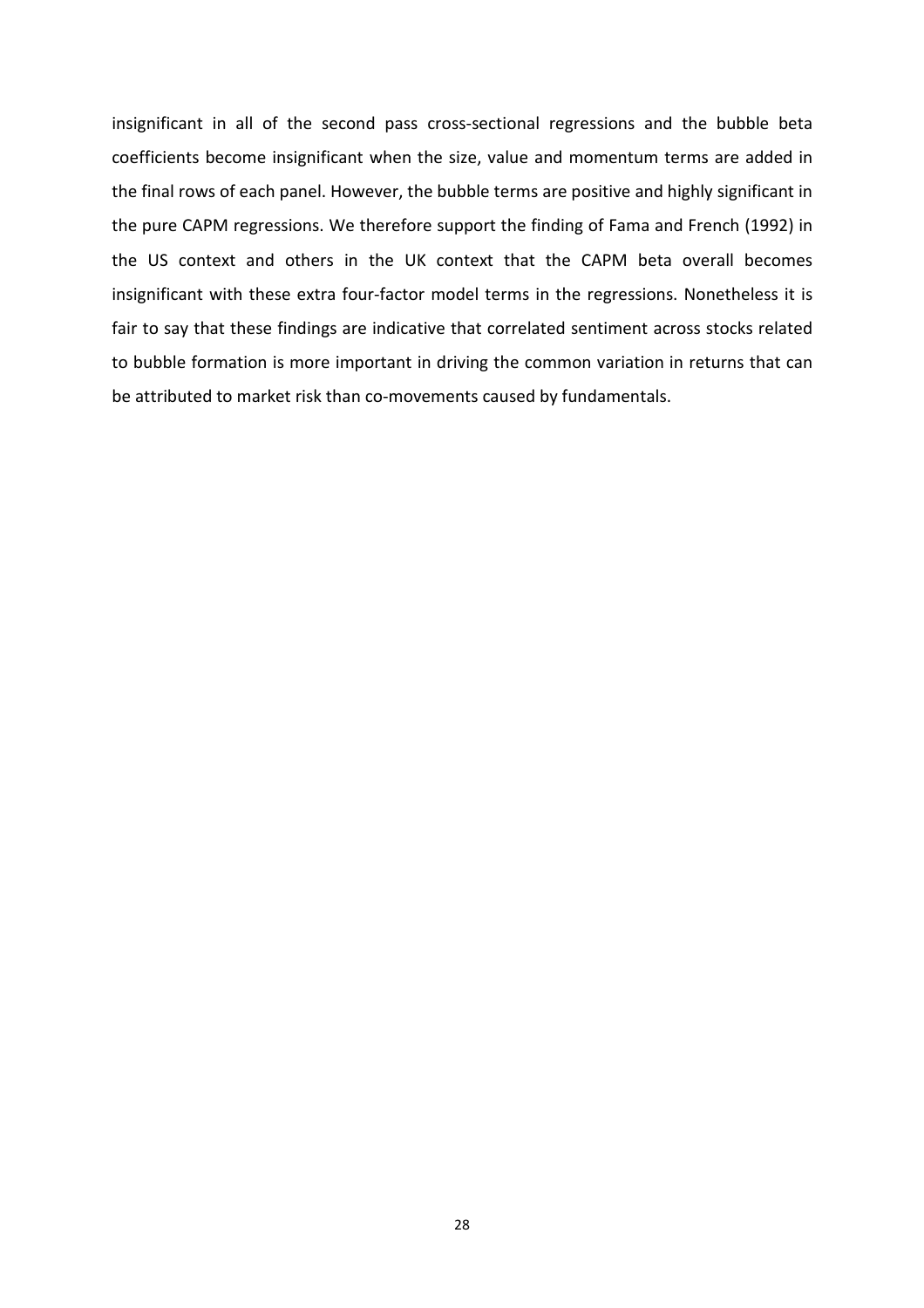insignificant in all of the second pass cross-sectional regressions and the bubble beta coefficients become insignificant when the size, value and momentum terms are added in the final rows of each panel. However, the bubble terms are positive and highly significant in the pure CAPM regressions. We therefore support the finding of Fama and French (1992) in the US context and others in the UK context that the CAPM beta overall becomes insignificant with these extra four-factor model terms in the regressions. Nonetheless it is fair to say that these findings are indicative that correlated sentiment across stocks related to bubble formation is more important in driving the common variation in returns that can be attributed to market risk than co-movements caused by fundamentals.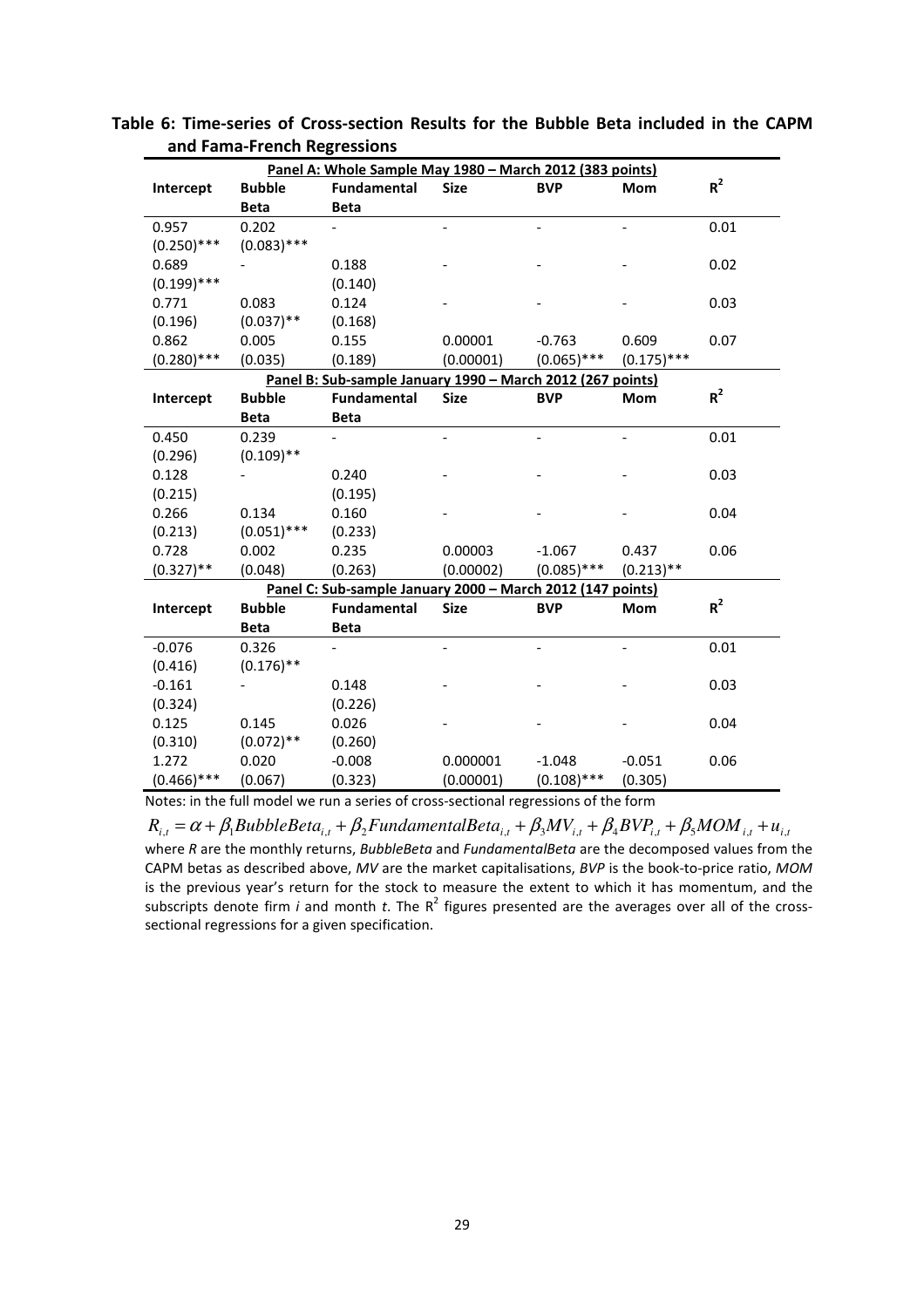**Table 6: Time-series of Cross-section Results for the Bubble Beta included in the CAPM and Fama-French Regressions**

| Intercept | Bubble Beta | Fundamental Beta | Size | BVP | Mom | $R^2$ |
|---|---|---|---|---|---|---|
| **Panel A: Whole Sample May 1980 – March 2012 (383 points)** | | | | | | |
| 0.957 | 0.202 | - | - | - | - | 0.01 |
| (0.250)*** | (0.083)*** | | | | | |
| 0.689 | - | 0.188 | - | - | - | 0.02 |
| (0.199)*** | | (0.140) | | | | |
| 0.771 | 0.083 | 0.124 | - | - | - | 0.03 |
| (0.196) | (0.037)** | (0.168) | | | | |
| 0.862 | 0.005 | 0.155 | 0.00001 | -0.763 | 0.609 | 0.07 |
| (0.280)*** | (0.035) | (0.189) | (0.00001) | (0.065)*** | (0.175)*** | |
| **Panel B: Sub-sample January 1990 – March 2012 (267 points)** | | | | | | |
| 0.450 | 0.239 | - | - | - | - | 0.01 |
| (0.296) | (0.109)** | | | | | |
| 0.128 | - | 0.240 | - | - | - | 0.03 |
| (0.215) | | (0.195) | | | | |
| 0.266 | 0.134 | 0.160 | - | - | - | 0.04 |
| (0.213) | (0.051)*** | (0.233) | | | | |
| 0.728 | 0.002 | 0.235 | 0.00003 | -1.067 | 0.437 | 0.06 |
| (0.327)** | (0.048) | (0.263) | (0.00002) | (0.085)*** | (0.213)** | |
| **Panel C: Sub-sample January 2000 – March 2012 (147 points)** | | | | | | |
| -0.076 | 0.326 | - | - | - | - | 0.01 |
| (0.416) | (0.176)** | | | | | |
| -0.161 | - | 0.148 | - | - | - | 0.03 |
| (0.324) | | (0.226) | | | | |
| 0.125 | 0.145 | 0.026 | - | - | - | 0.04 |
| (0.310) | (0.072)** | (0.260) | | | | |
| 1.272 | 0.020 | -0.008 | 0.000001 | -1.048 | -0.051 | 0.06 |
| (0.466)*** | (0.067) | (0.323) | (0.00001) | (0.108)*** | (0.305) | |

Notes: in the full model we run a series of cross-sectional regressions of the form

$$R_{i,t} = \alpha + \beta_1 BubbleBeta_{i,t} + \beta_2 FundamentalBeta_{i,t} + \beta_3 MV_{i,t} + \beta_4 BVP_{i,t} + \beta_5 MOM_{i,t} + u_{i,t}$$

where *R* are the monthly returns, *BubbleBeta* and *FundamentalBeta* are the decomposed values from the CAPM betas as described above, *MV* are the market capitalisations, *BVP* is the book-to-price ratio, *MOM* is the previous year's return for the stock to measure the extent to which it has momentum, and the subscripts denote firm *i* and month *t*. The $R^2$ figures presented are the averages over all of the cross-sectional regressions for a given specification.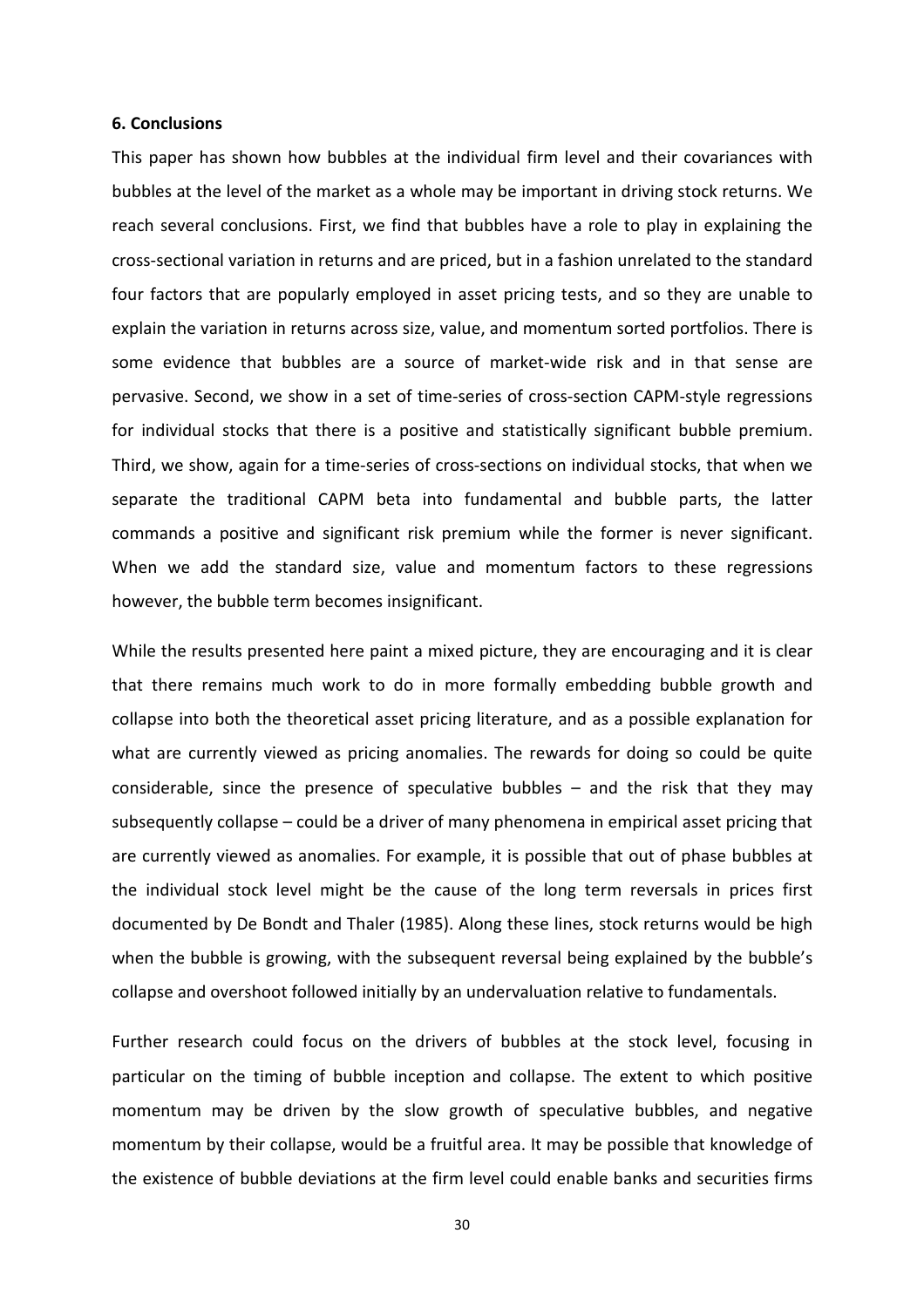**6. Conclusions**

This paper has shown how bubbles at the individual firm level and their covariances with bubbles at the level of the market as a whole may be important in driving stock returns. We reach several conclusions. First, we find that bubbles have a role to play in explaining the cross-sectional variation in returns and are priced, but in a fashion unrelated to the standard four factors that are popularly employed in asset pricing tests, and so they are unable to explain the variation in returns across size, value, and momentum sorted portfolios. There is some evidence that bubbles are a source of market-wide risk and in that sense are pervasive. Second, we show in a set of time-series of cross-section CAPM-style regressions for individual stocks that there is a positive and statistically significant bubble premium. Third, we show, again for a time-series of cross-sections on individual stocks, that when we separate the traditional CAPM beta into fundamental and bubble parts, the latter commands a positive and significant risk premium while the former is never significant. When we add the standard size, value and momentum factors to these regressions however, the bubble term becomes insignificant.

While the results presented here paint a mixed picture, they are encouraging and it is clear that there remains much work to do in more formally embedding bubble growth and collapse into both the theoretical asset pricing literature, and as a possible explanation for what are currently viewed as pricing anomalies. The rewards for doing so could be quite considerable, since the presence of speculative bubbles – and the risk that they may subsequently collapse – could be a driver of many phenomena in empirical asset pricing that are currently viewed as anomalies. For example, it is possible that out of phase bubbles at the individual stock level might be the cause of the long term reversals in prices first documented by De Bondt and Thaler (1985). Along these lines, stock returns would be high when the bubble is growing, with the subsequent reversal being explained by the bubble's collapse and overshoot followed initially by an undervaluation relative to fundamentals.

Further research could focus on the drivers of bubbles at the stock level, focusing in particular on the timing of bubble inception and collapse. The extent to which positive momentum may be driven by the slow growth of speculative bubbles, and negative momentum by their collapse, would be a fruitful area. It may be possible that knowledge of the existence of bubble deviations at the firm level could enable banks and securities firms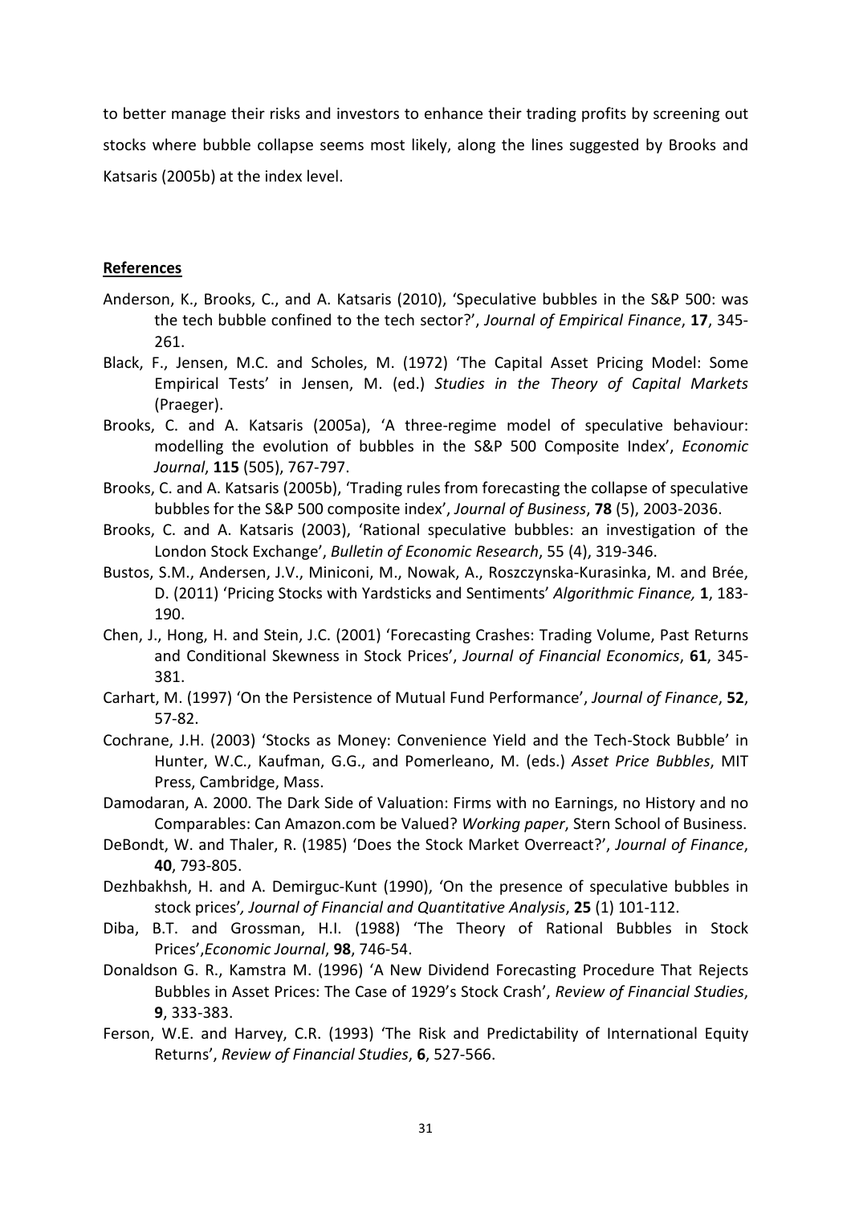to better manage their risks and investors to enhance their trading profits by screening out stocks where bubble collapse seems most likely, along the lines suggested by Brooks and Katsaris (2005b) at the index level.

## **References**

Anderson, K., Brooks, C., and A. Katsaris (2010), 'Speculative bubbles in the S&P 500: was the tech bubble confined to the tech sector?', *Journal of Empirical Finance*, **17**, 345-261.

Black, F., Jensen, M.C. and Scholes, M. (1972) 'The Capital Asset Pricing Model: Some Empirical Tests' in Jensen, M. (ed.) *Studies in the Theory of Capital Markets* (Praeger).

Brooks, C. and A. Katsaris (2005a), 'A three-regime model of speculative behaviour: modelling the evolution of bubbles in the S&P 500 Composite Index', *Economic Journal*, **115** (505), 767-797.

Brooks, C. and A. Katsaris (2005b), 'Trading rules from forecasting the collapse of speculative bubbles for the S&P 500 composite index', *Journal of Business*, **78** (5), 2003-2036.

Brooks, C. and A. Katsaris (2003), 'Rational speculative bubbles: an investigation of the London Stock Exchange', *Bulletin of Economic Research*, 55 (4), 319-346.

Bustos, S.M., Andersen, J.V., Miniconi, M., Nowak, A., Roszczynska-Kurasinka, M. and Brée, D. (2011) 'Pricing Stocks with Yardsticks and Sentiments' *Algorithmic Finance,* **1**, 183-190.

Chen, J., Hong, H. and Stein, J.C. (2001) 'Forecasting Crashes: Trading Volume, Past Returns and Conditional Skewness in Stock Prices', *Journal of Financial Economics*, **61**, 345-381.

Carhart, M. (1997) 'On the Persistence of Mutual Fund Performance', *Journal of Finance*, **52**, 57-82.

Cochrane, J.H. (2003) 'Stocks as Money: Convenience Yield and the Tech-Stock Bubble' in Hunter, W.C., Kaufman, G.G., and Pomerleano, M. (eds.) *Asset Price Bubbles*, MIT Press, Cambridge, Mass.

Damodaran, A. 2000. The Dark Side of Valuation: Firms with no Earnings, no History and no Comparables: Can Amazon.com be Valued? *Working paper*, Stern School of Business.

DeBondt, W. and Thaler, R. (1985) 'Does the Stock Market Overreact?', *Journal of Finance*, **40**, 793-805.

Dezhbakhsh, H. and A. Demirguc-Kunt (1990), 'On the presence of speculative bubbles in stock prices'*, Journal of Financial and Quantitative Analysis*, **25** (1) 101-112.

Diba, B.T. and Grossman, H.I. (1988) 'The Theory of Rational Bubbles in Stock Prices',*Economic Journal*, **98**, 746-54.

Donaldson G. R., Kamstra M. (1996) 'A New Dividend Forecasting Procedure That Rejects Bubbles in Asset Prices: The Case of 1929's Stock Crash', *Review of Financial Studies*, **9**, 333-383.

Ferson, W.E. and Harvey, C.R. (1993) 'The Risk and Predictability of International Equity Returns', *Review of Financial Studies*, **6**, 527-566.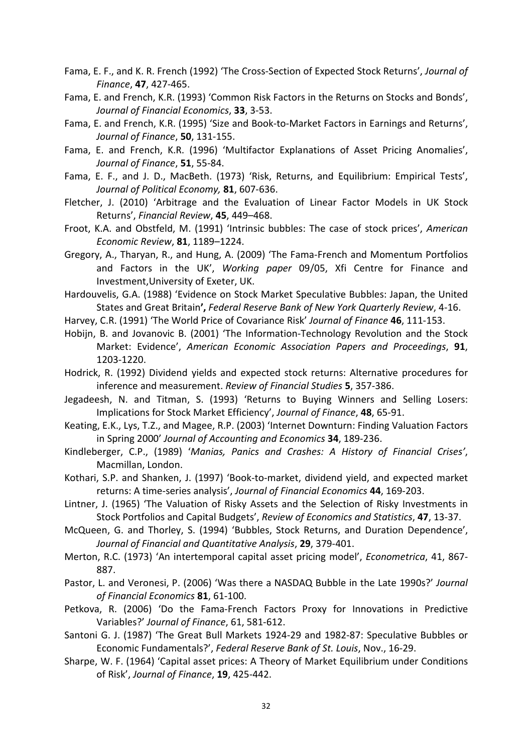Fama, E. F., and K. R. French (1992) 'The Cross-Section of Expected Stock Returns', *Journal of Finance*, **47**, 427-465.

Fama, E. and French, K.R. (1993) 'Common Risk Factors in the Returns on Stocks and Bonds', *Journal of Financial Economics*, **33**, 3-53.

Fama, E. and French, K.R. (1995) 'Size and Book-to-Market Factors in Earnings and Returns', *Journal of Finance*, **50**, 131-155.

Fama, E. and French, K.R. (1996) 'Multifactor Explanations of Asset Pricing Anomalies', *Journal of Finance*, **51**, 55-84.

Fama, E. F., and J. D., MacBeth. (1973) 'Risk, Returns, and Equilibrium: Empirical Tests', *Journal of Political Economy,* **81**, 607-636.

Fletcher, J. (2010) 'Arbitrage and the Evaluation of Linear Factor Models in UK Stock Returns', *Financial Review*, **45**, 449–468.

Froot, K.A. and Obstfeld, M. (1991) 'Intrinsic bubbles: The case of stock prices', *American Economic Review*, **81**, 1189–1224.

Gregory, A., Tharyan, R., and Hung, A. (2009) 'The Fama-French and Momentum Portfolios and Factors in the UK', *Working paper* 09/05, Xfi Centre for Finance and Investment,University of Exeter, UK.

Hardouvelis, G.A. (1988) 'Evidence on Stock Market Speculative Bubbles: Japan, the United States and Great Britain**'**, *Federal Reserve Bank of New York Quarterly Review*, 4-16.

Harvey, C.R. (1991) 'The World Price of Covariance Risk' *Journal of Finance* **46**, 111-153.

Hobijn, B. and Jovanovic B. (2001) 'The Information-Technology Revolution and the Stock Market: Evidence', *American Economic Association Papers and Proceedings*, **91**, 1203-1220.

Hodrick, R. (1992) Dividend yields and expected stock returns: Alternative procedures for inference and measurement. *Review of Financial Studies* **5**, 357-386.

Jegadeesh, N. and Titman, S. (1993) 'Returns to Buying Winners and Selling Losers: Implications for Stock Market Efficiency', *Journal of Finance*, **48**, 65-91.

Keating, E.K., Lys, T.Z., and Magee, R.P. (2003) 'Internet Downturn: Finding Valuation Factors in Spring 2000' *Journal of Accounting and Economics* **34**, 189-236.

Kindleberger, C.P., (1989) '*Manias, Panics and Crashes: A History of Financial Crises'*, Macmillan, London.

Kothari, S.P. and Shanken, J. (1997) 'Book-to-market, dividend yield, and expected market returns: A time-series analysis', *Journal of Financial Economics* **44**, 169-203.

Lintner, J. (1965) 'The Valuation of Risky Assets and the Selection of Risky Investments in Stock Portfolios and Capital Budgets', *Review of Economics and Statistics*, **47**, 13-37.

McQueen, G. and Thorley, S. (1994) 'Bubbles, Stock Returns, and Duration Dependence', *Journal of Financial and Quantitative Analysis*, **29**, 379-401.

Merton, R.C. (1973) 'An intertemporal capital asset pricing model', *Econometrica*, 41, 867-887.

Pastor, L. and Veronesi, P. (2006) 'Was there a NASDAQ Bubble in the Late 1990s?' *Journal of Financial Economics* **81**, 61-100.

Petkova, R. (2006) 'Do the Fama-French Factors Proxy for Innovations in Predictive Variables?' *Journal of Finance*, 61, 581-612.

Santoni G. J. (1987) 'The Great Bull Markets 1924-29 and 1982-87: Speculative Bubbles or Economic Fundamentals?', *Federal Reserve Bank of St. Louis*, Nov., 16-29.

Sharpe, W. F. (1964) 'Capital asset prices: A Theory of Market Equilibrium under Conditions of Risk', *Journal of Finance*, **19**, 425-442.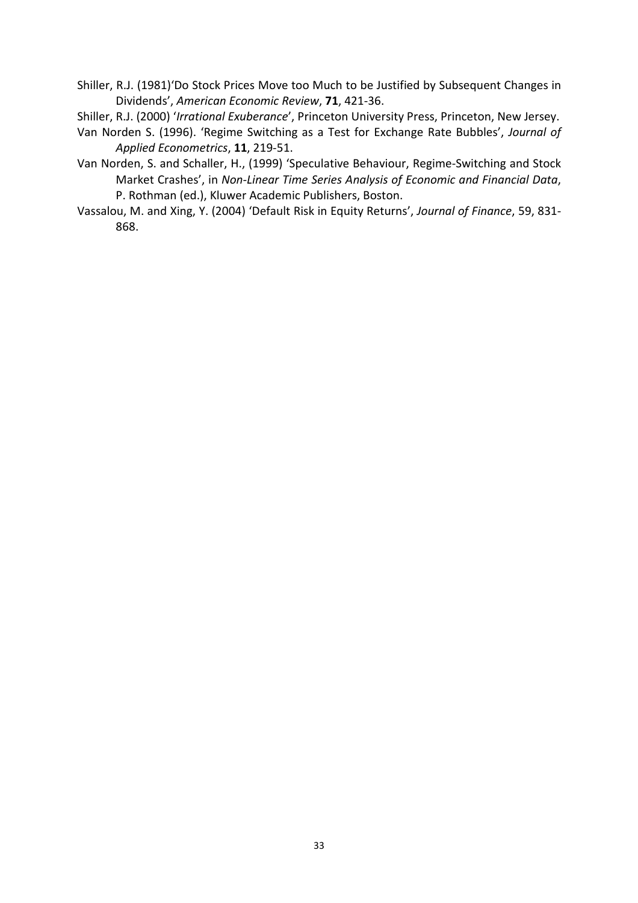Shiller, R.J. (1981)'Do Stock Prices Move too Much to be Justified by Subsequent Changes in Dividends', *American Economic Review*, **71**, 421-36.

Shiller, R.J. (2000) '*Irrational Exuberance*', Princeton University Press, Princeton, New Jersey.

Van Norden S. (1996). 'Regime Switching as a Test for Exchange Rate Bubbles', *Journal of Applied Econometrics*, **11**, 219-51.

Van Norden, S. and Schaller, H., (1999) 'Speculative Behaviour, Regime-Switching and Stock Market Crashes', in *Non-Linear Time Series Analysis of Economic and Financial Data*, P. Rothman (ed.), Kluwer Academic Publishers, Boston.

Vassalou, M. and Xing, Y. (2004) 'Default Risk in Equity Returns', *Journal of Finance*, 59, 831-868.